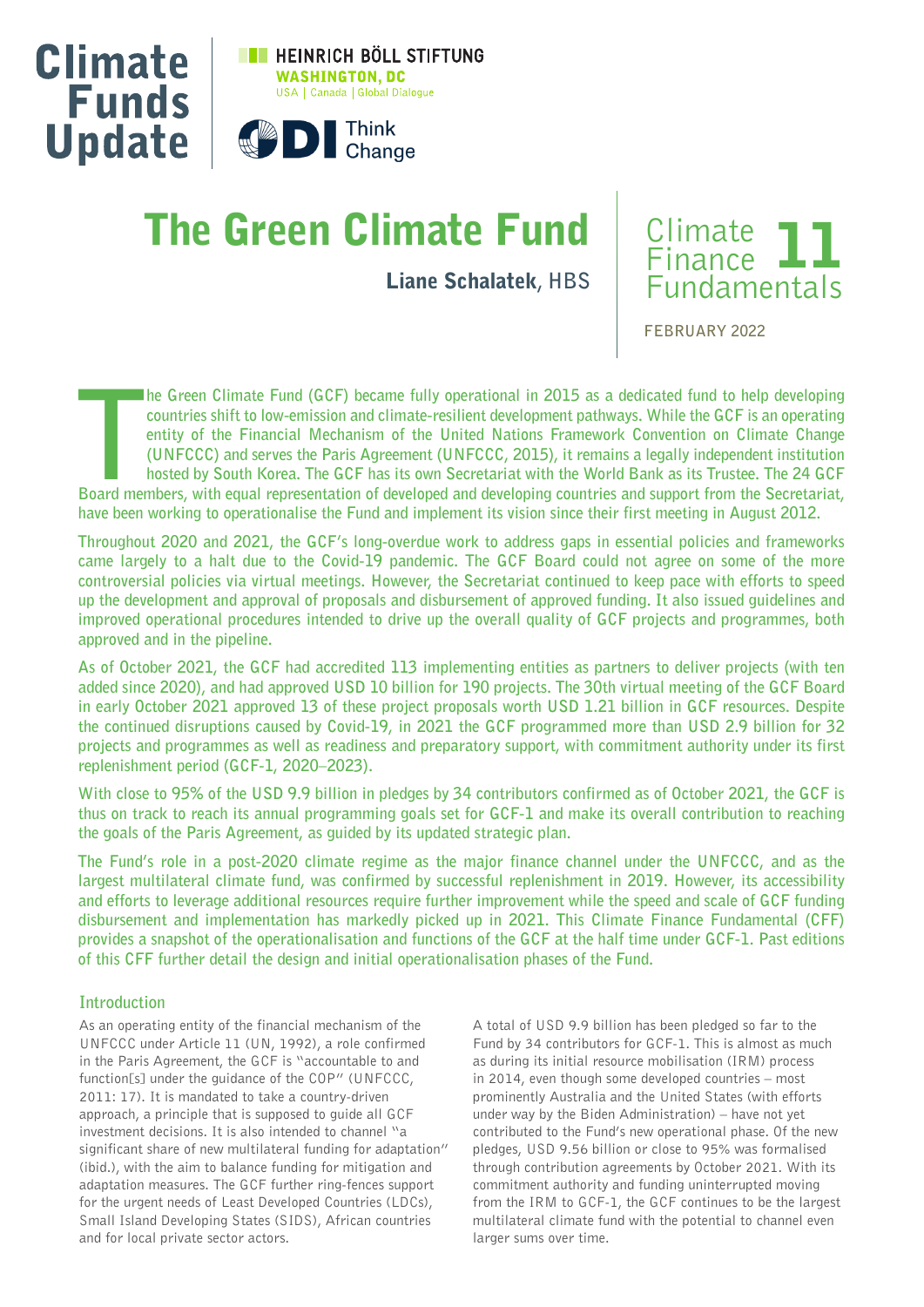Climate Funds Update

HEINRICH BÖLL STIFTUNG
WASHINGTON, DC
USA | Canada | Global Dialogue

ODI Think Change

# The Green Climate Fund

**Liane Schalatek**, HBS

Climate Finance Fundamentals 11

FEBRUARY 2022

**The Green Climate Fund (GCF) became fully operational in 2015 as a dedicated fund to help developing countries shift to low-emission and climate-resilient development pathways. While the GCF is an operating entity of the Financial Mechanism of the United Nations Framework Convention on Climate Change (UNFCCC) and serves the Paris Agreement (UNFCCC, 2015), it remains a legally independent institution hosted by South Korea. The GCF has its own Secretariat with the World Bank as its Trustee. The 24 GCF Board members, with equal representation of developed and developing countries and support from the Secretariat, have been working to operationalise the Fund and implement its vision since their first meeting in August 2012.**

**Throughout 2020 and 2021, the GCF's long-overdue work to address gaps in essential policies and frameworks came largely to a halt due to the Covid-19 pandemic. The GCF Board could not agree on some of the more controversial policies via virtual meetings. However, the Secretariat continued to keep pace with efforts to speed up the development and approval of proposals and disbursement of approved funding. It also issued guidelines and improved operational procedures intended to drive up the overall quality of GCF projects and programmes, both approved and in the pipeline.**

**As of October 2021, the GCF had accredited 113 implementing entities as partners to deliver projects (with ten added since 2020), and had approved USD 10 billion for 190 projects. The 30th virtual meeting of the GCF Board in early October 2021 approved 13 of these project proposals worth USD 1.21 billion in GCF resources. Despite the continued disruptions caused by Covid-19, in 2021 the GCF programmed more than USD 2.9 billion for 32 projects and programmes as well as readiness and preparatory support, with commitment authority under its first replenishment period (GCF-1, 2020–2023).**

**With close to 95% of the USD 9.9 billion in pledges by 34 contributors confirmed as of October 2021, the GCF is thus on track to reach its annual programming goals set for GCF-1 and make its overall contribution to reaching the goals of the Paris Agreement, as guided by its updated strategic plan.**

**The Fund's role in a post-2020 climate regime as the major finance channel under the UNFCCC, and as the largest multilateral climate fund, was confirmed by successful replenishment in 2019. However, its accessibility and efforts to leverage additional resources require further improvement while the speed and scale of GCF funding disbursement and implementation has markedly picked up in 2021. This Climate Finance Fundamental (CFF) provides a snapshot of the operationalisation and functions of the GCF at the half time under GCF-1. Past editions of this CFF further detail the design and initial operationalisation phases of the Fund.**

## Introduction

As an operating entity of the financial mechanism of the UNFCCC under Article 11 (UN, 1992), a role confirmed in the Paris Agreement, the GCF is "accountable to and function[s] under the guidance of the COP" (UNFCCC, 2011: 17). It is mandated to take a country-driven approach, a principle that is supposed to guide all GCF investment decisions. It is also intended to channel "a significant share of new multilateral funding for adaptation" (ibid.), with the aim to balance funding for mitigation and adaptation measures. The GCF further ring-fences support for the urgent needs of Least Developed Countries (LDCs), Small Island Developing States (SIDS), African countries and for local private sector actors.

A total of USD 9.9 billion has been pledged so far to the Fund by 34 contributors for GCF-1. This is almost as much as during its initial resource mobilisation (IRM) process in 2014, even though some developed countries – most prominently Australia and the United States (with efforts under way by the Biden Administration) – have not yet contributed to the Fund's new operational phase. Of the new pledges, USD 9.56 billion or close to 95% was formalised through contribution agreements by October 2021. With its commitment authority and funding uninterrupted moving from the IRM to GCF-1, the GCF continues to be the largest multilateral climate fund with the potential to channel even larger sums over time.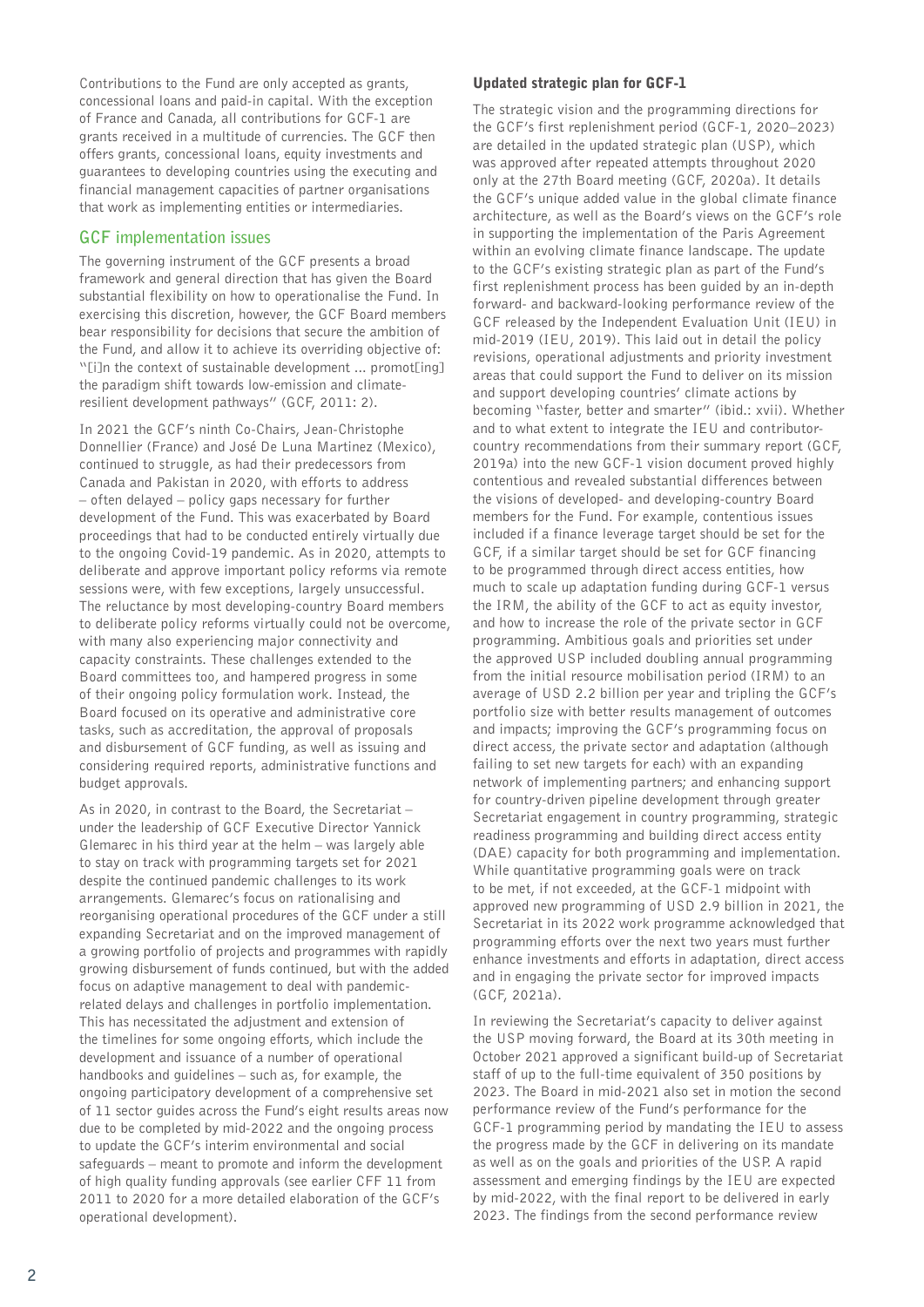Contributions to the Fund are only accepted as grants, concessional loans and paid-in capital. With the exception of France and Canada, all contributions for GCF-1 are grants received in a multitude of currencies. The GCF then offers grants, concessional loans, equity investments and guarantees to developing countries using the executing and financial management capacities of partner organisations that work as implementing entities or intermediaries.

## GCF implementation issues

The governing instrument of the GCF presents a broad framework and general direction that has given the Board substantial flexibility on how to operationalise the Fund. In exercising this discretion, however, the GCF Board members bear responsibility for decisions that secure the ambition of the Fund, and allow it to achieve its overriding objective of: "[i]n the context of sustainable development ... promot[ing] the paradigm shift towards low-emission and climate-resilient development pathways" (GCF, 2011: 2).

In 2021 the GCF's ninth Co-Chairs, Jean-Christophe Donnellier (France) and José De Luna Martinez (Mexico), continued to struggle, as had their predecessors from Canada and Pakistan in 2020, with efforts to address – often delayed – policy gaps necessary for further development of the Fund. This was exacerbated by Board proceedings that had to be conducted entirely virtually due to the ongoing Covid-19 pandemic. As in 2020, attempts to deliberate and approve important policy reforms via remote sessions were, with few exceptions, largely unsuccessful. The reluctance by most developing-country Board members to deliberate policy reforms virtually could not be overcome, with many also experiencing major connectivity and capacity constraints. These challenges extended to the Board committees too, and hampered progress in some of their ongoing policy formulation work. Instead, the Board focused on its operative and administrative core tasks, such as accreditation, the approval of proposals and disbursement of GCF funding, as well as issuing and considering required reports, administrative functions and budget approvals.

As in 2020, in contrast to the Board, the Secretariat – under the leadership of GCF Executive Director Yannick Glemarec in his third year at the helm – was largely able to stay on track with programming targets set for 2021 despite the continued pandemic challenges to its work arrangements. Glemarec's focus on rationalising and reorganising operational procedures of the GCF under a still expanding Secretariat and on the improved management of a growing portfolio of projects and programmes with rapidly growing disbursement of funds continued, but with the added focus on adaptive management to deal with pandemic-related delays and challenges in portfolio implementation. This has necessitated the adjustment and extension of the timelines for some ongoing efforts, which include the development and issuance of a number of operational handbooks and guidelines – such as, for example, the ongoing participatory development of a comprehensive set of 11 sector guides across the Fund's eight results areas now due to be completed by mid-2022 and the ongoing process to update the GCF's interim environmental and social safeguards – meant to promote and inform the development of high quality funding approvals (see earlier CFF 11 from 2011 to 2020 for a more detailed elaboration of the GCF's operational development).

### Updated strategic plan for GCF-1

The strategic vision and the programming directions for the GCF's first replenishment period (GCF-1, 2020–2023) are detailed in the updated strategic plan (USP), which was approved after repeated attempts throughout 2020 only at the 27th Board meeting (GCF, 2020a). It details the GCF's unique added value in the global climate finance architecture, as well as the Board's views on the GCF's role in supporting the implementation of the Paris Agreement within an evolving climate finance landscape. The update to the GCF's existing strategic plan as part of the Fund's first replenishment process has been guided by an in-depth forward- and backward-looking performance review of the GCF released by the Independent Evaluation Unit (IEU) in mid-2019 (IEU, 2019). This laid out in detail the policy revisions, operational adjustments and priority investment areas that could support the Fund to deliver on its mission and support developing countries' climate actions by becoming "faster, better and smarter" (ibid.: xvii). Whether and to what extent to integrate the IEU and contributor-country recommendations from their summary report (GCF, 2019a) into the new GCF-1 vision document proved highly contentious and revealed substantial differences between the visions of developed- and developing-country Board members for the Fund. For example, contentious issues included if a finance leverage target should be set for the GCF, if a similar target should be set for GCF financing to be programmed through direct access entities, how much to scale up adaptation funding during GCF-1 versus the IRM, the ability of the GCF to act as equity investor, and how to increase the role of the private sector in GCF programming. Ambitious goals and priorities set under the approved USP included doubling annual programming from the initial resource mobilisation period (IRM) to an average of USD 2.2 billion per year and tripling the GCF's portfolio size with better results management of outcomes and impacts; improving the GCF's programming focus on direct access, the private sector and adaptation (although failing to set new targets for each) with an expanding network of implementing partners; and enhancing support for country-driven pipeline development through greater Secretariat engagement in country programming, strategic readiness programming and building direct access entity (DAE) capacity for both programming and implementation. While quantitative programming goals were on track to be met, if not exceeded, at the GCF-1 midpoint with approved new programming of USD 2.9 billion in 2021, the Secretariat in its 2022 work programme acknowledged that programming efforts over the next two years must further enhance investments and efforts in adaptation, direct access and in engaging the private sector for improved impacts (GCF, 2021a).

In reviewing the Secretariat's capacity to deliver against the USP moving forward, the Board at its 30th meeting in October 2021 approved a significant build-up of Secretariat staff of up to the full-time equivalent of 350 positions by 2023. The Board in mid-2021 also set in motion the second performance review of the Fund's performance for the GCF-1 programming period by mandating the IEU to assess the progress made by the GCF in delivering on its mandate as well as on the goals and priorities of the USP. A rapid assessment and emerging findings by the IEU are expected by mid-2022, with the final report to be delivered in early 2023. The findings from the second performance review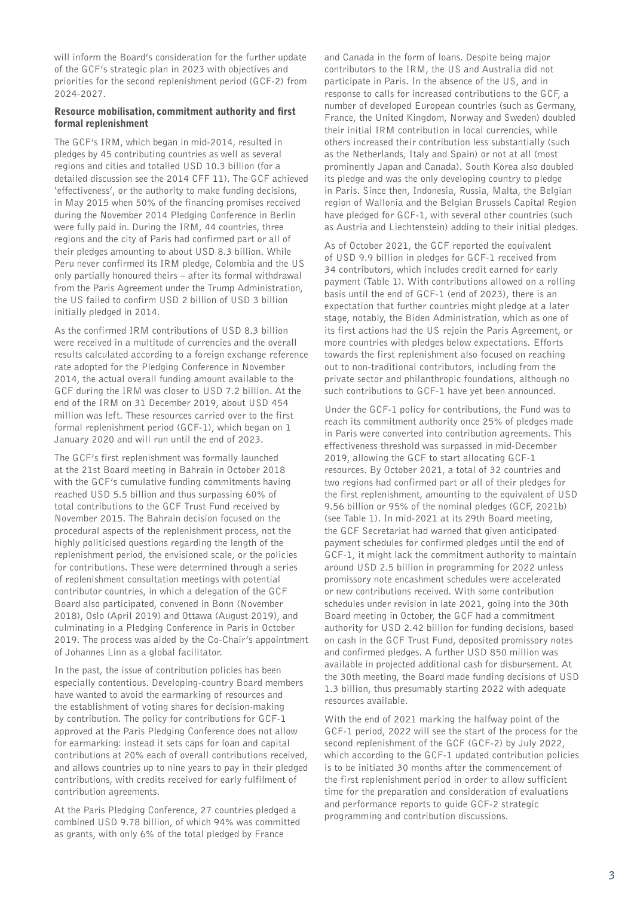will inform the Board's consideration for the further update of the GCF's strategic plan in 2023 with objectives and priorities for the second replenishment period (GCF-2) from 2024-2027.

### Resource mobilisation, commitment authority and first formal replenishment

The GCF's IRM, which began in mid-2014, resulted in pledges by 45 contributing countries as well as several regions and cities and totalled USD 10.3 billion (for a detailed discussion see the 2014 CFF 11). The GCF achieved 'effectiveness', or the authority to make funding decisions, in May 2015 when 50% of the financing promises received during the November 2014 Pledging Conference in Berlin were fully paid in. During the IRM, 44 countries, three regions and the city of Paris had confirmed part or all of their pledges amounting to about USD 8.3 billion. While Peru never confirmed its IRM pledge, Colombia and the US only partially honoured theirs – after its formal withdrawal from the Paris Agreement under the Trump Administration, the US failed to confirm USD 2 billion of USD 3 billion initially pledged in 2014.

As the confirmed IRM contributions of USD 8.3 billion were received in a multitude of currencies and the overall results calculated according to a foreign exchange reference rate adopted for the Pledging Conference in November 2014, the actual overall funding amount available to the GCF during the IRM was closer to USD 7.2 billion. At the end of the IRM on 31 December 2019, about USD 454 million was left. These resources carried over to the first formal replenishment period (GCF-1), which began on 1 January 2020 and will run until the end of 2023.

The GCF's first replenishment was formally launched at the 21st Board meeting in Bahrain in October 2018 with the GCF's cumulative funding commitments having reached USD 5.5 billion and thus surpassing 60% of total contributions to the GCF Trust Fund received by November 2015. The Bahrain decision focused on the procedural aspects of the replenishment process, not the highly politicised questions regarding the length of the replenishment period, the envisioned scale, or the policies for contributions. These were determined through a series of replenishment consultation meetings with potential contributor countries, in which a delegation of the GCF Board also participated, convened in Bonn (November 2018), Oslo (April 2019) and Ottawa (August 2019), and culminating in a Pledging Conference in Paris in October 2019. The process was aided by the Co-Chair's appointment of Johannes Linn as a global facilitator.

In the past, the issue of contribution policies has been especially contentious. Developing-country Board members have wanted to avoid the earmarking of resources and the establishment of voting shares for decision-making by contribution. The policy for contributions for GCF-1 approved at the Paris Pledging Conference does not allow for earmarking: instead it sets caps for loan and capital contributions at 20% each of overall contributions received, and allows countries up to nine years to pay in their pledged contributions, with credits received for early fulfilment of contribution agreements.

At the Paris Pledging Conference, 27 countries pledged a combined USD 9.78 billion, of which 94% was committed as grants, with only 6% of the total pledged by France and Canada in the form of loans. Despite being major contributors to the IRM, the US and Australia did not participate in Paris. In the absence of the US, and in response to calls for increased contributions to the GCF, a number of developed European countries (such as Germany, France, the United Kingdom, Norway and Sweden) doubled their initial IRM contribution in local currencies, while others increased their contribution less substantially (such as the Netherlands, Italy and Spain) or not at all (most prominently Japan and Canada). South Korea also doubled its pledge and was the only developing country to pledge in Paris. Since then, Indonesia, Russia, Malta, the Belgian region of Wallonia and the Belgian Brussels Capital Region have pledged for GCF-1, with several other countries (such as Austria and Liechtenstein) adding to their initial pledges.

As of October 2021, the GCF reported the equivalent of USD 9.9 billion in pledges for GCF-1 received from 34 contributors, which includes credit earned for early payment (Table 1). With contributions allowed on a rolling basis until the end of GCF-1 (end of 2023), there is an expectation that further countries might pledge at a later stage, notably, the Biden Administration, which as one of its first actions had the US rejoin the Paris Agreement, or more countries with pledges below expectations. Efforts towards the first replenishment also focused on reaching out to non-traditional contributors, including from the private sector and philanthropic foundations, although no such contributions to GCF-1 have yet been announced.

Under the GCF-1 policy for contributions, the Fund was to reach its commitment authority once 25% of pledges made in Paris were converted into contribution agreements. This effectiveness threshold was surpassed in mid-December 2019, allowing the GCF to start allocating GCF-1 resources. By October 2021, a total of 32 countries and two regions had confirmed part or all of their pledges for the first replenishment, amounting to the equivalent of USD 9.56 billion or 95% of the nominal pledges (GCF, 2021b) (see Table 1). In mid-2021 at its 29th Board meeting, the GCF Secretariat had warned that given anticipated payment schedules for confirmed pledges until the end of GCF-1, it might lack the commitment authority to maintain around USD 2.5 billion in programming for 2022 unless promissory note encashment schedules were accelerated or new contributions received. With some contribution schedules under revision in late 2021, going into the 30th Board meeting in October, the GCF had a commitment authority for USD 2.42 billion for funding decisions, based on cash in the GCF Trust Fund, deposited promissory notes and confirmed pledges. A further USD 850 million was available in projected additional cash for disbursement. At the 30th meeting, the Board made funding decisions of USD 1.3 billion, thus presumably starting 2022 with adequate resources available.

With the end of 2021 marking the halfway point of the GCF-1 period, 2022 will see the start of the process for the second replenishment of the GCF (GCF-2) by July 2022, which according to the GCF-1 updated contribution policies is to be initiated 30 months after the commencement of the first replenishment period in order to allow sufficient time for the preparation and consideration of evaluations and performance reports to guide GCF-2 strategic programming and contribution discussions.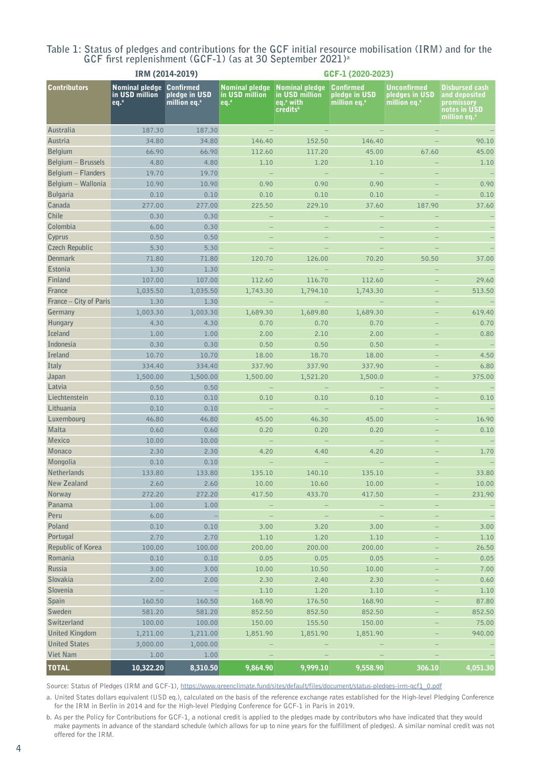**Table 1: Status of pledges and contributions for the GCF initial resource mobilisation (IRM) and for the GCF first replenishment (GCF-1) (as at 30 September 2021)[a]**

| | IRM (2014-2019) | | GCF-1 (2020-2023) | | | | |
|---|---|---|---|---|---|---|---|
| **Contributors** | **Nominal pledge in USD million eq.[a]** | **Confirmed pledge in USD million eq.[a]** | **Nominal pledge in USD million eq.[a]** | **Nominal pledge in USD million eq.[a] with credits[b]** | **Confirmed pledge in USD million eq.[a]** | **Unconfirmed pledges in USD million eq.[a]** | **Disbursed cash and deposited promissory notes in USD million eq.[a]** |
| Australia | 187.30 | 187.30 | – | – | – | – | – |
| Austria | 34.80 | 34.80 | 146.40 | 152.50 | 146.40 | – | 90.10 |
| Belgium | 66.90 | 66.90 | 112.60 | 117.20 | 45.00 | 67.60 | 45.00 |
| Belgium – Brussels | 4.80 | 4.80 | 1.10 | 1.20 | 1.10 | – | 1.10 |
| Belgium – Flanders | 19.70 | 19.70 | – | – | – | – | – |
| Belgium – Wallonia | 10.90 | 10.90 | 0.90 | 0.90 | 0.90 | – | 0.90 |
| Bulgaria | 0.10 | 0.10 | 0.10 | 0.10 | 0.10 | – | 0.10 |
| Canada | 277.00 | 277.00 | 225.50 | 229.10 | 37.60 | 187.90 | 37.60 |
| Chile | 0.30 | 0.30 | – | – | – | – | – |
| Colombia | 6.00 | 0.30 | – | – | – | – | – |
| Cyprus | 0.50 | 0.50 | – | – | – | – | – |
| Czech Republic | 5.30 | 5.30 | – | – | – | – | – |
| Denmark | 71.80 | 71.80 | 120.70 | 126.00 | 70.20 | 50.50 | 37.00 |
| Estonia | 1.30 | 1.30 | – | – | – | – | – |
| Finland | 107.00 | 107.00 | 112.60 | 116.70 | 112.60 | – | 29.60 |
| France | 1,035.50 | 1,035.50 | 1,743.30 | 1,794.10 | 1,743.30 | – | 513.50 |
| France – City of Paris | 1.30 | 1.30 | – | – | – | – | – |
| Germany | 1,003.30 | 1,003.30 | 1,689.30 | 1,689.80 | 1,689.30 | – | 619.40 |
| Hungary | 4.30 | 4.30 | 0.70 | 0.70 | 0.70 | – | 0.70 |
| Iceland | 1.00 | 1.00 | 2.00 | 2.10 | 2.00 | – | 0.80 |
| Indonesia | 0.30 | 0.30 | 0.50 | 0.50 | 0.50 | – | – |
| Ireland | 10.70 | 10.70 | 18.00 | 18.70 | 18.00 | – | 4.50 |
| Italy | 334.40 | 334.40 | 337.90 | 337.90 | 337.90 | – | 6.80 |
| Japan | 1,500.00 | 1,500.00 | 1,500.00 | 1,521.20 | 1,500.0 | – | 375.00 |
| Latvia | 0.50 | 0.50 | – | – | – | – | – |
| Liechtenstein | 0.10 | 0.10 | 0.10 | 0.10 | 0.10 | – | 0.10 |
| Lithuania | 0.10 | 0.10 | – | – | – | – | – |
| Luxembourg | 46.80 | 46.80 | 45.00 | 46.30 | 45.00 | – | 16.90 |
| Malta | 0.60 | 0.60 | 0.20 | 0.20 | 0.20 | – | 0.10 |
| Mexico | 10.00 | 10.00 | – | – | – | – | – |
| Monaco | 2.30 | 2.30 | 4.20 | 4.40 | 4.20 | – | 1.70 |
| Mongolia | 0.10 | 0.10 | – | – | – | – | – |
| Netherlands | 133.80 | 133.80 | 135.10 | 140.10 | 135.10 | – | 33.80 |
| New Zealand | 2.60 | 2.60 | 10.00 | 10.60 | 10.00 | – | 10.00 |
| Norway | 272.20 | 272.20 | 417.50 | 433.70 | 417.50 | – | 231.90 |
| Panama | 1.00 | 1.00 | – | – | – | – | – |
| Peru | 6.00 | – | – | – | – | – | – |
| Poland | 0.10 | 0.10 | 3.00 | 3.20 | 3.00 | – | 3.00 |
| Portugal | 2.70 | 2.70 | 1.10 | 1.20 | 1.10 | – | 1.10 |
| Republic of Korea | 100.00 | 100.00 | 200.00 | 200.00 | 200.00 | – | 26.50 |
| Romania | 0.10 | 0.10 | 0.05 | 0.05 | 0.05 | – | 0.05 |
| Russia | 3.00 | 3.00 | 10.00 | 10.50 | 10.00 | – | 7.00 |
| Slovakia | 2.00 | 2.00 | 2.30 | 2.40 | 2.30 | – | 0.60 |
| Slovenia | – | – | 1.10 | 1.20 | 1.10 | – | 1.10 |
| Spain | 160.50 | 160.50 | 168.90 | 176.50 | 168.90 | – | 87.80 |
| Sweden | 581.20 | 581.20 | 852.50 | 852.50 | 852.50 | – | 852.50 |
| Switzerland | 100.00 | 100.00 | 150.00 | 155.50 | 150.00 | – | 75.00 |
| United Kingdom | 1,211.00 | 1,211.00 | 1,851.90 | 1,851.90 | 1,851.90 | – | 940.00 |
| United States | 3,000.00 | 1,000.00 | – | – | – | – | – |
| Viet Nam | 1.00 | 1.00 | – | – | – | – | – |
| **TOTAL** | **10,322.20** | **8,310.50** | **9,864.90** | **9,999.10** | **9,558.90** | **306.10** | **4,051.30** |

Source: Status of Pledges (IRM and GCF-1), https://www.greenclimate.fund/sites/default/files/document/status-pledges-irm-gcf1_0.pdf

a. United States dollars equivalent (USD eq.), calculated on the basis of the reference exchange rates established for the High-level Pledging Conference for the IRM in Berlin in 2014 and for the High-level Pledging Conference for GCF-1 in Paris in 2019.

b. As per the Policy for Contributions for GCF-1, a notional credit is applied to the pledges made by contributors who have indicated that they would make payments in advance of the standard schedule (which allows for up to nine years for the fulfillment of pledges). A similar nominal credit was not offered for the IRM.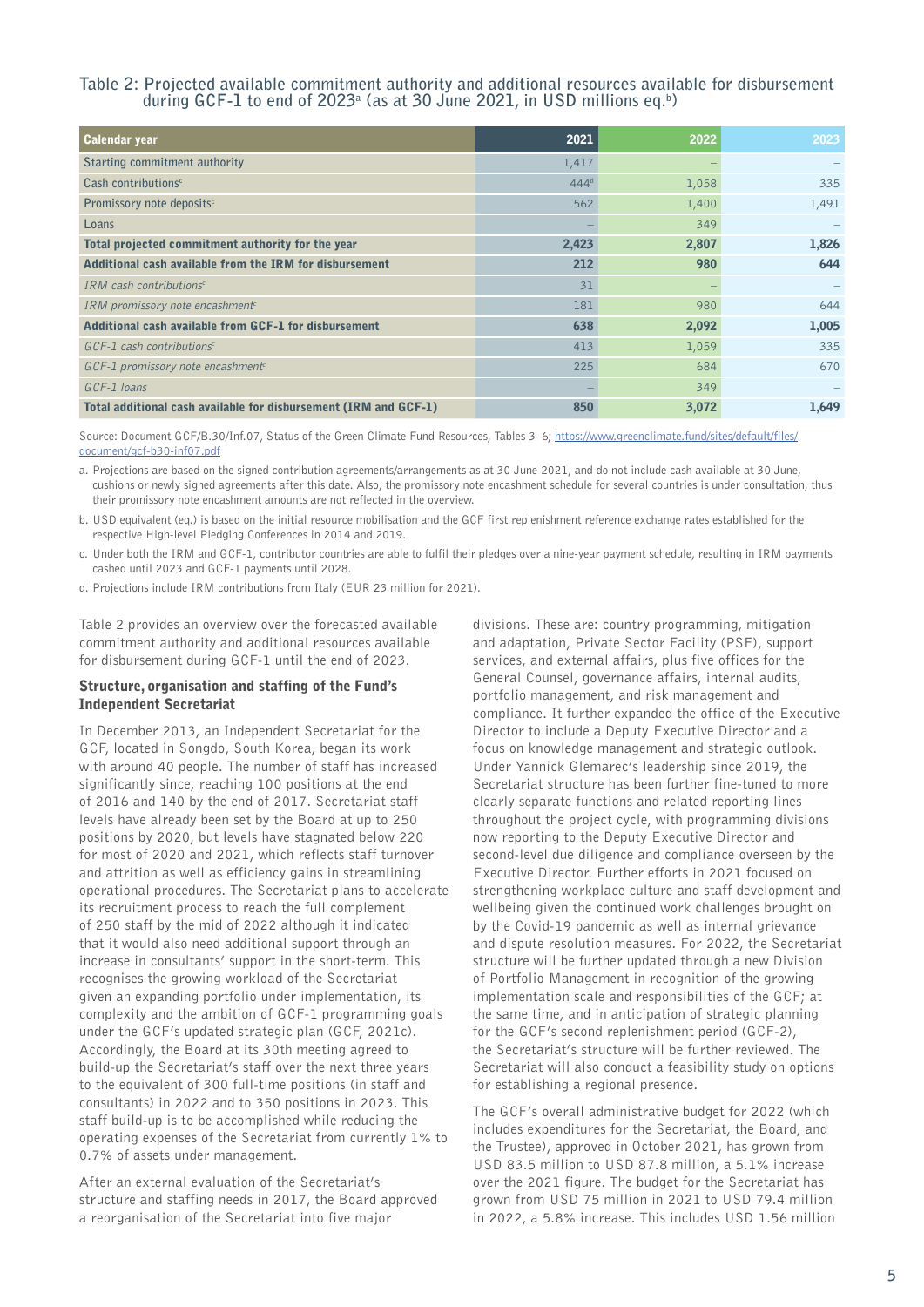**Table 2: Projected available commitment authority and additional resources available for disbursement during GCF-1 to end of 2023[a] (as at 30 June 2021, in USD millions eq.[b])**

| Calendar year | 2021 | 2022 | 2023 |
|---|---|---|---|
| Starting commitment authority | 1,417 | – | – |
| Cash contributions[c] | 444[d] | 1,058 | 335 |
| Promissory note deposits[c] | 562 | 1,400 | 1,491 |
| Loans | – | 349 | – |
| **Total projected commitment authority for the year** | **2,423** | **2,807** | **1,826** |
| **Additional cash available from the IRM for disbursement** | **212** | **980** | **644** |
| *IRM cash contributions[c]* | 31 | – | – |
| *IRM promissory note encashment[c]* | 181 | 980 | 644 |
| **Additional cash available from GCF-1 for disbursement** | **638** | **2,092** | **1,005** |
| *GCF-1 cash contributions[c]* | 413 | 1,059 | 335 |
| *GCF-1 promissory note encashment[c]* | 225 | 684 | 670 |
| *GCF-1 loans* | – | 349 | – |
| **Total additional cash available for disbursement (IRM and GCF-1)** | **850** | **3,072** | **1,649** |

Source: Document GCF/B.30/Inf.07, Status of the Green Climate Fund Resources, Tables 3–6; https://www.greenclimate.fund/sites/default/files/document/gcf-b30-inf07.pdf

a. Projections are based on the signed contribution agreements/arrangements as at 30 June 2021, and do not include cash available at 30 June, cushions or newly signed agreements after this date. Also, the promissory note encashment schedule for several countries is under consultation, thus their promissory note encashment amounts are not reflected in the overview.

b. USD equivalent (eq.) is based on the initial resource mobilisation and the GCF first replenishment reference exchange rates established for the respective High-level Pledging Conferences in 2014 and 2019.

c. Under both the IRM and GCF-1, contributor countries are able to fulfil their pledges over a nine-year payment schedule, resulting in IRM payments cashed until 2023 and GCF-1 payments until 2028.

d. Projections include IRM contributions from Italy (EUR 23 million for 2021).

Table 2 provides an overview over the forecasted available commitment authority and additional resources available for disbursement during GCF-1 until the end of 2023.

### Structure, organisation and staffing of the Fund's Independent Secretariat

In December 2013, an Independent Secretariat for the GCF, located in Songdo, South Korea, began its work with around 40 people. The number of staff has increased significantly since, reaching 100 positions at the end of 2016 and 140 by the end of 2017. Secretariat staff levels have already been set by the Board at up to 250 positions by 2020, but levels have stagnated below 220 for most of 2020 and 2021, which reflects staff turnover and attrition as well as efficiency gains in streamlining operational procedures. The Secretariat plans to accelerate its recruitment process to reach the full complement of 250 staff by the mid of 2022 although it indicated that it would also need additional support through an increase in consultants' support in the short-term. This recognises the growing workload of the Secretariat given an expanding portfolio under implementation, its complexity and the ambition of GCF-1 programming goals under the GCF's updated strategic plan (GCF, 2021c). Accordingly, the Board at its 30th meeting agreed to build-up the Secretariat's staff over the next three years to the equivalent of 300 full-time positions (in staff and consultants) in 2022 and to 350 positions in 2023. This staff build-up is to be accomplished while reducing the operating expenses of the Secretariat from currently 1% to 0.7% of assets under management.

After an external evaluation of the Secretariat's structure and staffing needs in 2017, the Board approved a reorganisation of the Secretariat into five major divisions. These are: country programming, mitigation and adaptation, Private Sector Facility (PSF), support services, and external affairs, plus five offices for the General Counsel, governance affairs, internal audits, portfolio management, and risk management and compliance. It further expanded the office of the Executive Director to include a Deputy Executive Director and a focus on knowledge management and strategic outlook. Under Yannick Glemarec's leadership since 2019, the Secretariat structure has been further fine-tuned to more clearly separate functions and related reporting lines throughout the project cycle, with programming divisions now reporting to the Deputy Executive Director and second-level due diligence and compliance overseen by the Executive Director. Further efforts in 2021 focused on strengthening workplace culture and staff development and wellbeing given the continued work challenges brought on by the Covid-19 pandemic as well as internal grievance and dispute resolution measures. For 2022, the Secretariat structure will be further updated through a new Division of Portfolio Management in recognition of the growing implementation scale and responsibilities of the GCF; at the same time, and in anticipation of strategic planning for the GCF's second replenishment period (GCF-2), the Secretariat's structure will be further reviewed. The Secretariat will also conduct a feasibility study on options for establishing a regional presence.

The GCF's overall administrative budget for 2022 (which includes expenditures for the Secretariat, the Board, and the Trustee), approved in October 2021, has grown from USD 83.5 million to USD 87.8 million, a 5.1% increase over the 2021 figure. The budget for the Secretariat has grown from USD 75 million in 2021 to USD 79.4 million in 2022, a 5.8% increase. This includes USD 1.56 million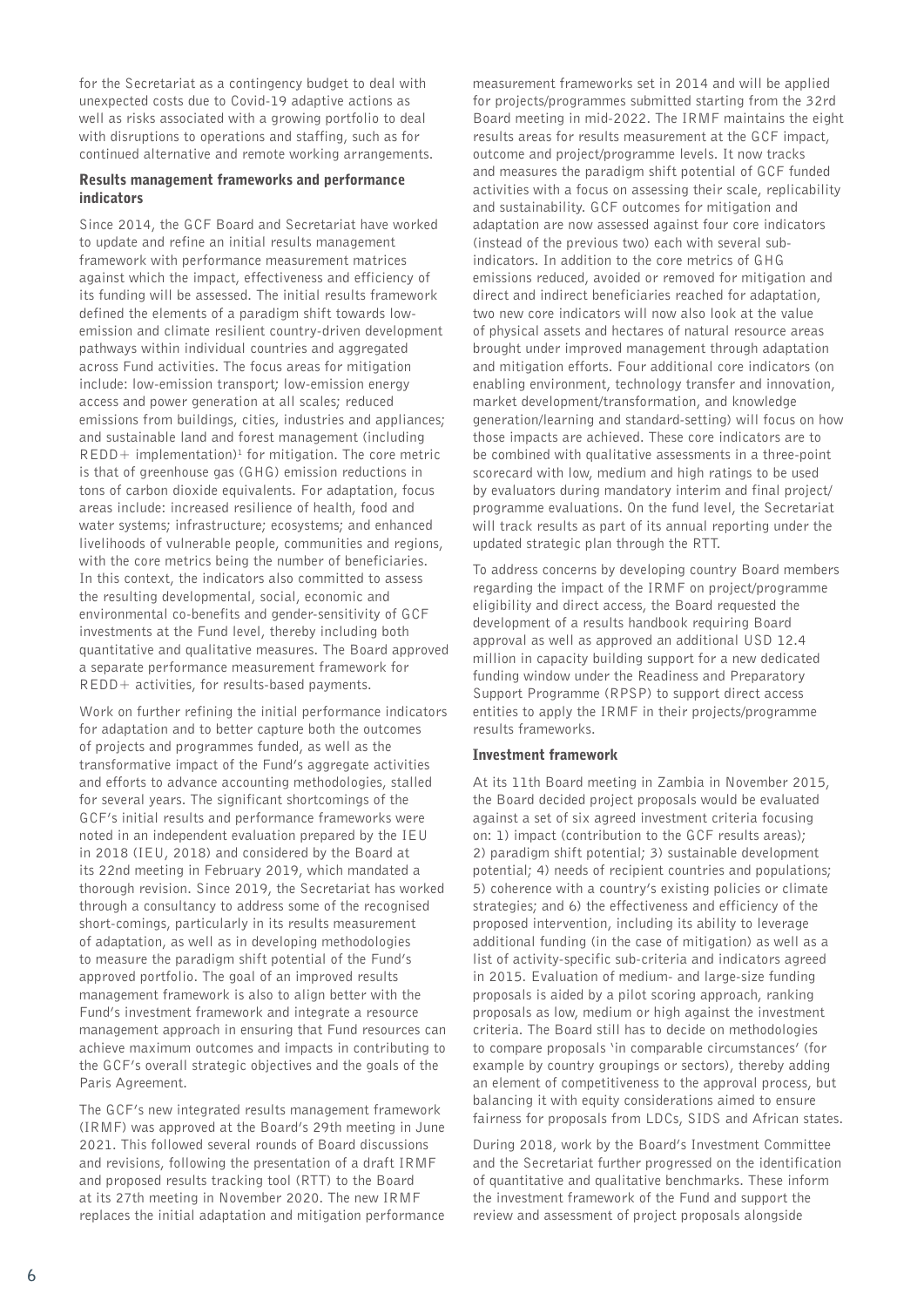for the Secretariat as a contingency budget to deal with unexpected costs due to Covid-19 adaptive actions as well as risks associated with a growing portfolio to deal with disruptions to operations and staffing, such as for continued alternative and remote working arrangements.

### Results management frameworks and performance indicators

Since 2014, the GCF Board and Secretariat have worked to update and refine an initial results management framework with performance measurement matrices against which the impact, effectiveness and efficiency of its funding will be assessed. The initial results framework defined the elements of a paradigm shift towards low-emission and climate resilient country-driven development pathways within individual countries and aggregated across Fund activities. The focus areas for mitigation include: low-emission transport; low-emission energy access and power generation at all scales; reduced emissions from buildings, cities, industries and appliances; and sustainable land and forest management (including REDD+ implementation)[1] for mitigation. The core metric is that of greenhouse gas (GHG) emission reductions in tons of carbon dioxide equivalents. For adaptation, focus areas include: increased resilience of health, food and water systems; infrastructure; ecosystems; and enhanced livelihoods of vulnerable people, communities and regions, with the core metrics being the number of beneficiaries. In this context, the indicators also committed to assess the resulting developmental, social, economic and environmental co-benefits and gender-sensitivity of GCF investments at the Fund level, thereby including both quantitative and qualitative measures. The Board approved a separate performance measurement framework for REDD+ activities, for results-based payments.

Work on further refining the initial performance indicators for adaptation and to better capture both the outcomes of projects and programmes funded, as well as the transformative impact of the Fund's aggregate activities and efforts to advance accounting methodologies, stalled for several years. The significant shortcomings of the GCF's initial results and performance frameworks were noted in an independent evaluation prepared by the IEU in 2018 (IEU, 2018) and considered by the Board at its 22nd meeting in February 2019, which mandated a thorough revision. Since 2019, the Secretariat has worked through a consultancy to address some of the recognised short-comings, particularly in its results measurement of adaptation, as well as in developing methodologies to measure the paradigm shift potential of the Fund's approved portfolio. The goal of an improved results management framework is also to align better with the Fund's investment framework and integrate a resource management approach in ensuring that Fund resources can achieve maximum outcomes and impacts in contributing to the GCF's overall strategic objectives and the goals of the Paris Agreement.

The GCF's new integrated results management framework (IRMF) was approved at the Board's 29th meeting in June 2021. This followed several rounds of Board discussions and revisions, following the presentation of a draft IRMF and proposed results tracking tool (RTT) to the Board at its 27th meeting in November 2020. The new IRMF replaces the initial adaptation and mitigation performance measurement frameworks set in 2014 and will be applied for projects/programmes submitted starting from the 32rd Board meeting in mid-2022. The IRMF maintains the eight results areas for results measurement at the GCF impact, outcome and project/programme levels. It now tracks and measures the paradigm shift potential of GCF funded activities with a focus on assessing their scale, replicability and sustainability. GCF outcomes for mitigation and adaptation are now assessed against four core indicators (instead of the previous two) each with several sub-indicators. In addition to the core metrics of GHG emissions reduced, avoided or removed for mitigation and direct and indirect beneficiaries reached for adaptation, two new core indicators will now also look at the value of physical assets and hectares of natural resource areas brought under improved management through adaptation and mitigation efforts. Four additional core indicators (on enabling environment, technology transfer and innovation, market development/transformation, and knowledge generation/learning and standard-setting) will focus on how those impacts are achieved. These core indicators are to be combined with qualitative assessments in a three-point scorecard with low, medium and high ratings to be used by evaluators during mandatory interim and final project/programme evaluations. On the fund level, the Secretariat will track results as part of its annual reporting under the updated strategic plan through the RTT.

To address concerns by developing country Board members regarding the impact of the IRMF on project/programme eligibility and direct access, the Board requested the development of a results handbook requiring Board approval as well as approved an additional USD 12.4 million in capacity building support for a new dedicated funding window under the Readiness and Preparatory Support Programme (RPSP) to support direct access entities to apply the IRMF in their projects/programme results frameworks.

### Investment framework

At its 11th Board meeting in Zambia in November 2015, the Board decided project proposals would be evaluated against a set of six agreed investment criteria focusing on: 1) impact (contribution to the GCF results areas); 2) paradigm shift potential; 3) sustainable development potential; 4) needs of recipient countries and populations; 5) coherence with a country's existing policies or climate strategies; and 6) the effectiveness and efficiency of the proposed intervention, including its ability to leverage additional funding (in the case of mitigation) as well as a list of activity-specific sub-criteria and indicators agreed in 2015. Evaluation of medium- and large-size funding proposals is aided by a pilot scoring approach, ranking proposals as low, medium or high against the investment criteria. The Board still has to decide on methodologies to compare proposals 'in comparable circumstances' (for example by country groupings or sectors), thereby adding an element of competitiveness to the approval process, but balancing it with equity considerations aimed to ensure fairness for proposals from LDCs, SIDS and African states.

During 2018, work by the Board's Investment Committee and the Secretariat further progressed on the identification of quantitative and qualitative benchmarks. These inform the investment framework of the Fund and support the review and assessment of project proposals alongside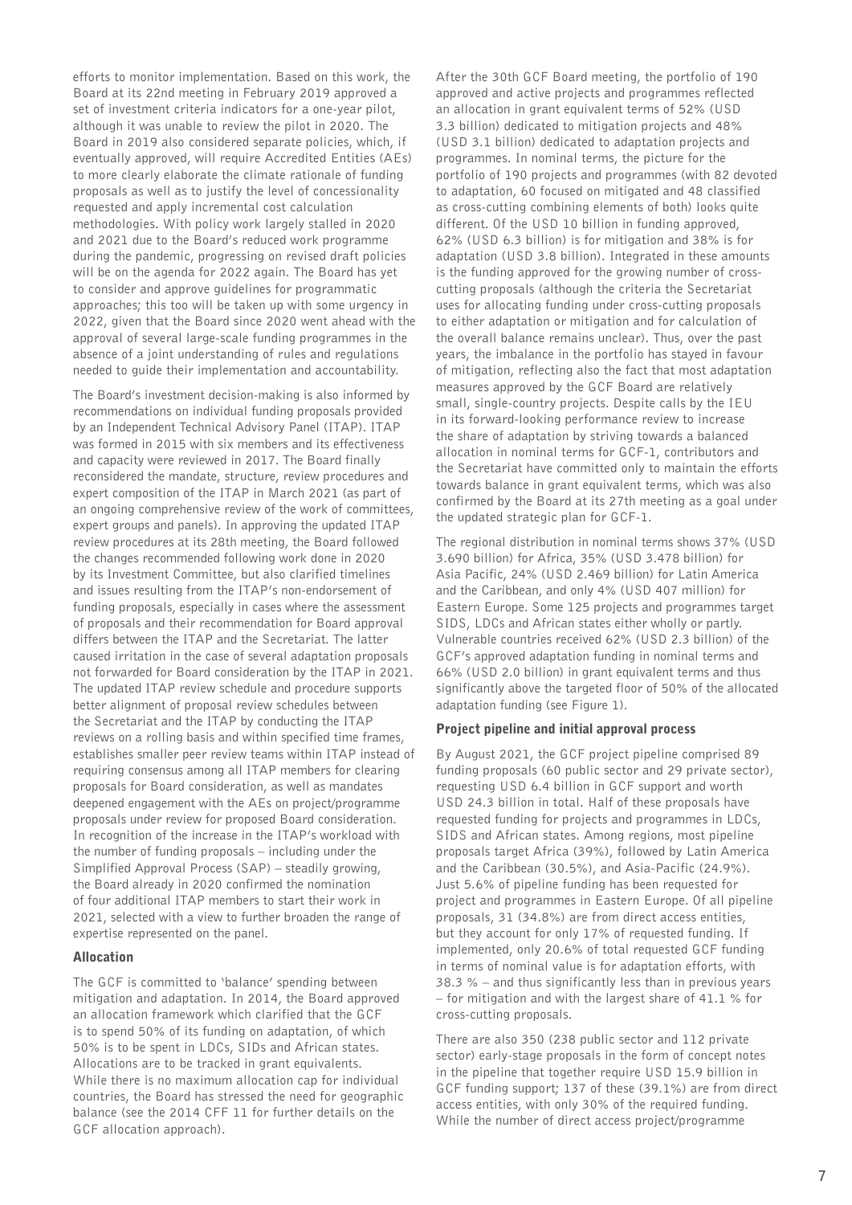efforts to monitor implementation. Based on this work, the Board at its 22nd meeting in February 2019 approved a set of investment criteria indicators for a one-year pilot, although it was unable to review the pilot in 2020. The Board in 2019 also considered separate policies, which, if eventually approved, will require Accredited Entities (AEs) to more clearly elaborate the climate rationale of funding proposals as well as to justify the level of concessionality requested and apply incremental cost calculation methodologies. With policy work largely stalled in 2020 and 2021 due to the Board's reduced work programme during the pandemic, progressing on revised draft policies will be on the agenda for 2022 again. The Board has yet to consider and approve guidelines for programmatic approaches; this too will be taken up with some urgency in 2022, given that the Board since 2020 went ahead with the approval of several large-scale funding programmes in the absence of a joint understanding of rules and regulations needed to guide their implementation and accountability.

The Board's investment decision-making is also informed by recommendations on individual funding proposals provided by an Independent Technical Advisory Panel (ITAP). ITAP was formed in 2015 with six members and its effectiveness and capacity were reviewed in 2017. The Board finally reconsidered the mandate, structure, review procedures and expert composition of the ITAP in March 2021 (as part of an ongoing comprehensive review of the work of committees, expert groups and panels). In approving the updated ITAP review procedures at its 28th meeting, the Board followed the changes recommended following work done in 2020 by its Investment Committee, but also clarified timelines and issues resulting from the ITAP's non-endorsement of funding proposals, especially in cases where the assessment of proposals and their recommendation for Board approval differs between the ITAP and the Secretariat. The latter caused irritation in the case of several adaptation proposals not forwarded for Board consideration by the ITAP in 2021. The updated ITAP review schedule and procedure supports better alignment of proposal review schedules between the Secretariat and the ITAP by conducting the ITAP reviews on a rolling basis and within specified time frames, establishes smaller peer review teams within ITAP instead of requiring consensus among all ITAP members for clearing proposals for Board consideration, as well as mandates deepened engagement with the AEs on project/programme proposals under review for proposed Board consideration. In recognition of the increase in the ITAP's workload with the number of funding proposals – including under the Simplified Approval Process (SAP) – steadily growing, the Board already in 2020 confirmed the nomination of four additional ITAP members to start their work in 2021, selected with a view to further broaden the range of expertise represented on the panel.

## Allocation

The GCF is committed to 'balance' spending between mitigation and adaptation. In 2014, the Board approved an allocation framework which clarified that the GCF is to spend 50% of its funding on adaptation, of which 50% is to be spent in LDCs, SIDs and African states. Allocations are to be tracked in grant equivalents. While there is no maximum allocation cap for individual countries, the Board has stressed the need for geographic balance (see the 2014 CFF 11 for further details on the GCF allocation approach).

After the 30th GCF Board meeting, the portfolio of 190 approved and active projects and programmes reflected an allocation in grant equivalent terms of 52% (USD 3.3 billion) dedicated to mitigation projects and 48% (USD 3.1 billion) dedicated to adaptation projects and programmes. In nominal terms, the picture for the portfolio of 190 projects and programmes (with 82 devoted to adaptation, 60 focused on mitigated and 48 classified as cross-cutting combining elements of both) looks quite different. Of the USD 10 billion in funding approved, 62% (USD 6.3 billion) is for mitigation and 38% is for adaptation (USD 3.8 billion). Integrated in these amounts is the funding approved for the growing number of cross-cutting proposals (although the criteria the Secretariat uses for allocating funding under cross-cutting proposals to either adaptation or mitigation and for calculation of the overall balance remains unclear). Thus, over the past years, the imbalance in the portfolio has stayed in favour of mitigation, reflecting also the fact that most adaptation measures approved by the GCF Board are relatively small, single-country projects. Despite calls by the IEU in its forward-looking performance review to increase the share of adaptation by striving towards a balanced allocation in nominal terms for GCF-1, contributors and the Secretariat have committed only to maintain the efforts towards balance in grant equivalent terms, which was also confirmed by the Board at its 27th meeting as a goal under the updated strategic plan for GCF-1.

The regional distribution in nominal terms shows 37% (USD 3.690 billion) for Africa, 35% (USD 3.478 billion) for Asia Pacific, 24% (USD 2.469 billion) for Latin America and the Caribbean, and only 4% (USD 407 million) for Eastern Europe. Some 125 projects and programmes target SIDS, LDCs and African states either wholly or partly. Vulnerable countries received 62% (USD 2.3 billion) of the GCF's approved adaptation funding in nominal terms and 66% (USD 2.0 billion) in grant equivalent terms and thus significantly above the targeted floor of 50% of the allocated adaptation funding (see Figure 1).

## Project pipeline and initial approval process

By August 2021, the GCF project pipeline comprised 89 funding proposals (60 public sector and 29 private sector), requesting USD 6.4 billion in GCF support and worth USD 24.3 billion in total. Half of these proposals have requested funding for projects and programmes in LDCs, SIDS and African states. Among regions, most pipeline proposals target Africa (39%), followed by Latin America and the Caribbean (30.5%), and Asia-Pacific (24.9%). Just 5.6% of pipeline funding has been requested for project and programmes in Eastern Europe. Of all pipeline proposals, 31 (34.8%) are from direct access entities, but they account for only 17% of requested funding. If implemented, only 20.6% of total requested GCF funding in terms of nominal value is for adaptation efforts, with 38.3 % – and thus significantly less than in previous years – for mitigation and with the largest share of 41.1 % for cross-cutting proposals.

There are also 350 (238 public sector and 112 private sector) early-stage proposals in the form of concept notes in the pipeline that together require USD 15.9 billion in GCF funding support; 137 of these (39.1%) are from direct access entities, with only 30% of the required funding. While the number of direct access project/programme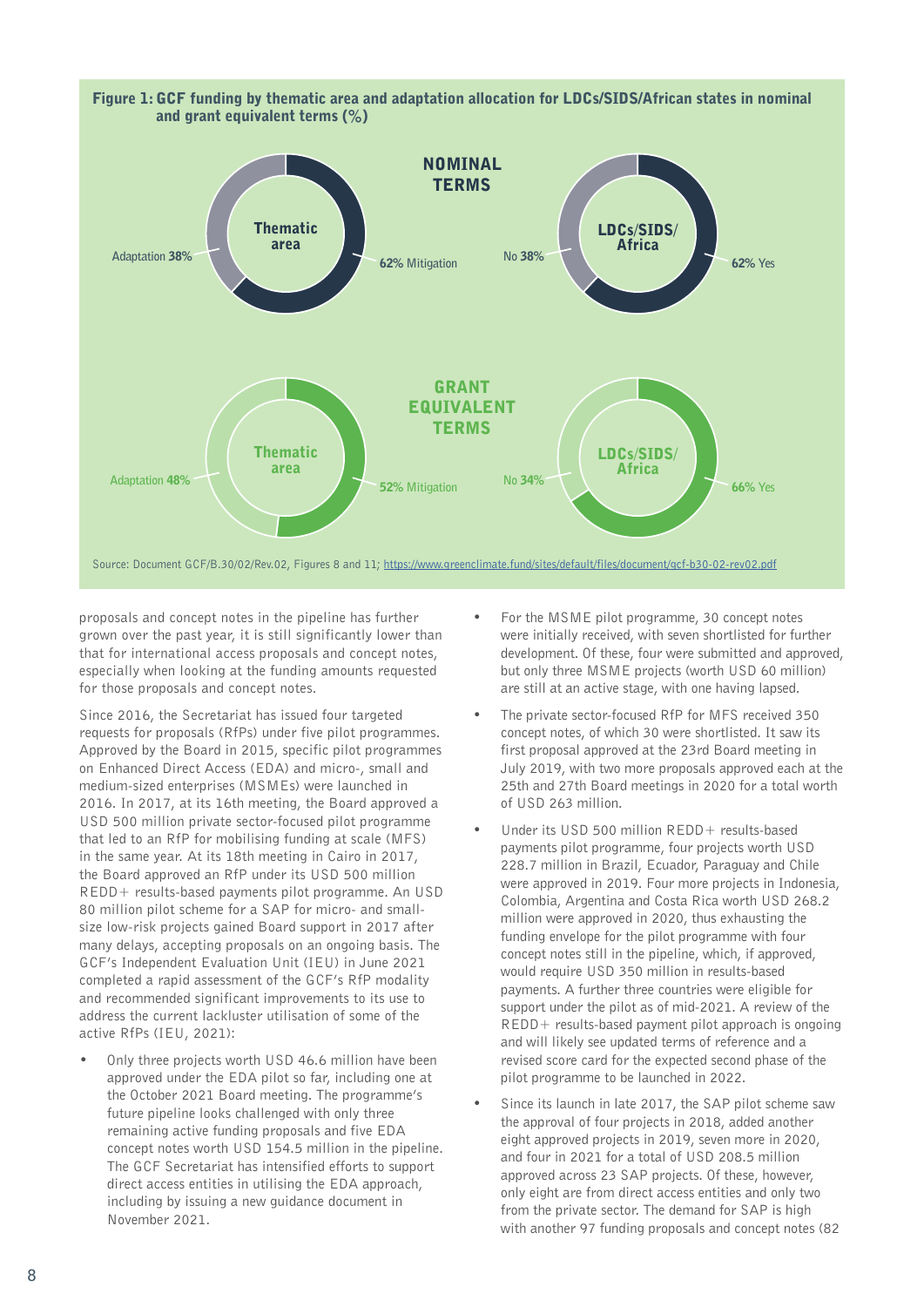**Figure 1: GCF funding by thematic area and adaptation allocation for LDCs/SIDS/African states in nominal and grant equivalent terms (%)**

NOMINAL TERMS

| | Thematic area | | LDCs/SIDS/Africa |
|---|---|---|---|
| Adaptation | 38% | No | 38% |
| Mitigation | 62% | Yes | 62% |

GRANT EQUIVALENT TERMS

| | Thematic area | | LDCs/SIDS/Africa |
|---|---|---|---|
| Adaptation | 48% | No | 34% |
| Mitigation | 52% | Yes | 66% |

Source: Document GCF/B.30/02/Rev.02, Figures 8 and 11; https://www.greenclimate.fund/sites/default/files/document/gcf-b30-02-rev02.pdf

proposals and concept notes in the pipeline has further grown over the past year, it is still significantly lower than that for international access proposals and concept notes, especially when looking at the funding amounts requested for those proposals and concept notes.

Since 2016, the Secretariat has issued four targeted requests for proposals (RfPs) under five pilot programmes. Approved by the Board in 2015, specific pilot programmes on Enhanced Direct Access (EDA) and micro-, small and medium-sized enterprises (MSMEs) were launched in 2016. In 2017, at its 16th meeting, the Board approved a USD 500 million private sector-focused pilot programme that led to an RfP for mobilising funding at scale (MFS) in the same year. At its 18th meeting in Cairo in 2017, the Board approved an RfP under its USD 500 million REDD+ results-based payments pilot programme. An USD 80 million pilot scheme for a SAP for micro- and small-size low-risk projects gained Board support in 2017 after many delays, accepting proposals on an ongoing basis. The GCF's Independent Evaluation Unit (IEU) in June 2021 completed a rapid assessment of the GCF's RfP modality and recommended significant improvements to its use to address the current lackluster utilisation of some of the active RfPs (IEU, 2021):

- Only three projects worth USD 46.6 million have been approved under the EDA pilot so far, including one at the October 2021 Board meeting. The programme's future pipeline looks challenged with only three remaining active funding proposals and five EDA concept notes worth USD 154.5 million in the pipeline. The GCF Secretariat has intensified efforts to support direct access entities in utilising the EDA approach, including by issuing a new guidance document in November 2021.
- For the MSME pilot programme, 30 concept notes were initially received, with seven shortlisted for further development. Of these, four were submitted and approved, but only three MSME projects (worth USD 60 million) are still at an active stage, with one having lapsed.
- The private sector-focused RfP for MFS received 350 concept notes, of which 30 were shortlisted. It saw its first proposal approved at the 23rd Board meeting in July 2019, with two more proposals approved each at the 25th and 27th Board meetings in 2020 for a total worth of USD 263 million.
- Under its USD 500 million REDD+ results-based payments pilot programme, four projects worth USD 228.7 million in Brazil, Ecuador, Paraguay and Chile were approved in 2019. Four more projects in Indonesia, Colombia, Argentina and Costa Rica worth USD 268.2 million were approved in 2020, thus exhausting the funding envelope for the pilot programme with four concept notes still in the pipeline, which, if approved, would require USD 350 million in results-based payments. A further three countries were eligible for support under the pilot as of mid-2021. A review of the REDD+ results-based payment pilot approach is ongoing and will likely see updated terms of reference and a revised score card for the expected second phase of the pilot programme to be launched in 2022.
- Since its launch in late 2017, the SAP pilot scheme saw the approval of four projects in 2018, added another eight approved projects in 2019, seven more in 2020, and four in 2021 for a total of USD 208.5 million approved across 23 SAP projects. Of these, however, only eight are from direct access entities and only two from the private sector. The demand for SAP is high with another 97 funding proposals and concept notes (82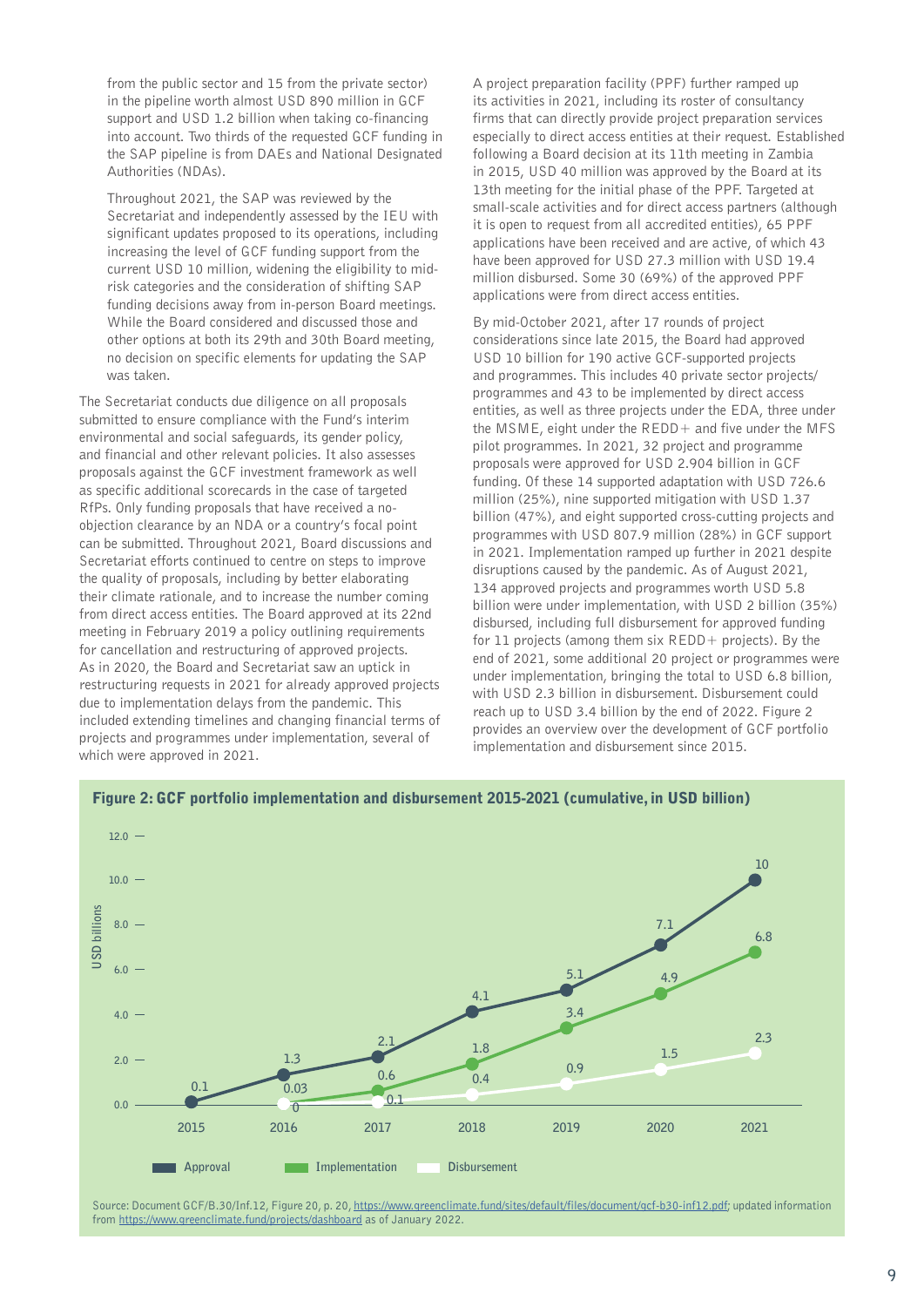from the public sector and 15 from the private sector) in the pipeline worth almost USD 890 million in GCF support and USD 1.2 billion when taking co-financing into account. Two thirds of the requested GCF funding in the SAP pipeline is from DAEs and National Designated Authorities (NDAs).

Throughout 2021, the SAP was reviewed by the Secretariat and independently assessed by the IEU with significant updates proposed to its operations, including increasing the level of GCF funding support from the current USD 10 million, widening the eligibility to mid-risk categories and the consideration of shifting SAP funding decisions away from in-person Board meetings. While the Board considered and discussed those and other options at both its 29th and 30th Board meeting, no decision on specific elements for updating the SAP was taken.

The Secretariat conducts due diligence on all proposals submitted to ensure compliance with the Fund's interim environmental and social safeguards, its gender policy, and financial and other relevant policies. It also assesses proposals against the GCF investment framework as well as specific additional scorecards in the case of targeted RfPs. Only funding proposals that have received a no-objection clearance by an NDA or a country's focal point can be submitted. Throughout 2021, Board discussions and Secretariat efforts continued to centre on steps to improve the quality of proposals, including by better elaborating their climate rationale, and to increase the number coming from direct access entities. The Board approved at its 22nd meeting in February 2019 a policy outlining requirements for cancellation and restructuring of approved projects. As in 2020, the Board and Secretariat saw an uptick in restructuring requests in 2021 for already approved projects due to implementation delays from the pandemic. This included extending timelines and changing financial terms of projects and programmes under implementation, several of which were approved in 2021.

A project preparation facility (PPF) further ramped up its activities in 2021, including its roster of consultancy firms that can directly provide project preparation services especially to direct access entities at their request. Established following a Board decision at its 11th meeting in Zambia in 2015, USD 40 million was approved by the Board at its 13th meeting for the initial phase of the PPF. Targeted at small-scale activities and for direct access partners (although it is open to request from all accredited entities), 65 PPF applications have been received and are active, of which 43 have been approved for USD 27.3 million with USD 19.4 million disbursed. Some 30 (69%) of the approved PPF applications were from direct access entities.

By mid-October 2021, after 17 rounds of project considerations since late 2015, the Board had approved USD 10 billion for 190 active GCF-supported projects and programmes. This includes 40 private sector projects/programmes and 43 to be implemented by direct access entities, as well as three projects under the EDA, three under the MSME, eight under the REDD+ and five under the MFS pilot programmes. In 2021, 32 project and programme proposals were approved for USD 2.904 billion in GCF funding. Of these 14 supported adaptation with USD 726.6 million (25%), nine supported mitigation with USD 1.37 billion (47%), and eight supported cross-cutting projects and programmes with USD 807.9 million (28%) in GCF support in 2021. Implementation ramped up further in 2021 despite disruptions caused by the pandemic. As of August 2021, 134 approved projects and programmes worth USD 5.8 billion were under implementation, with USD 2 billion (35%) disbursed, including full disbursement for approved funding for 11 projects (among them six REDD+ projects). By the end of 2021, some additional 20 project or programmes were under implementation, bringing the total to USD 6.8 billion, with USD 2.3 billion in disbursement. Disbursement could reach up to USD 3.4 billion by the end of 2022. Figure 2 provides an overview over the development of GCF portfolio implementation and disbursement since 2015.

**Figure 2: GCF portfolio implementation and disbursement 2015-2021 (cumulative, in USD billion)**

| Year | Approval | Implementation | Disbursement |
|---|---|---|---|
| 2015 | 0.1 | | |
| 2016 | 1.3 | 0.03 | 0 |
| 2017 | 2.1 | 0.6 | 0.1 |
| 2018 | 4.1 | 1.8 | 0.4 |
| 2019 | 5.1 | 3.4 | 0.9 |
| 2020 | 7.1 | 4.9 | 1.5 |
| 2021 | 10 | 6.8 | 2.3 |

Source: Document GCF/B.30/Inf.12, Figure 20, p. 20, https://www.greenclimate.fund/sites/default/files/document/gcf-b30-inf12.pdf; updated information from https://www.greenclimate.fund/projects/dashboard as of January 2022.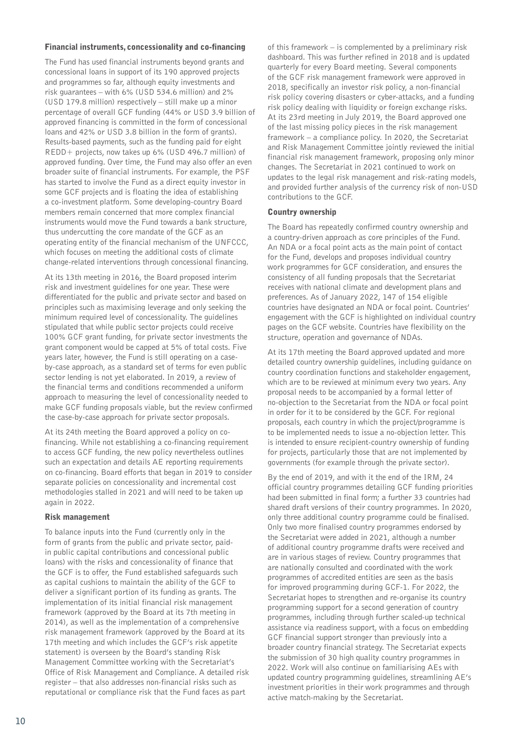### Financial instruments, concessionality and co-financing

The Fund has used financial instruments beyond grants and concessional loans in support of its 190 approved projects and programmes so far, although equity investments and risk guarantees – with 6% (USD 534.6 million) and 2% (USD 179.8 million) respectively – still make up a minor percentage of overall GCF funding (44% or USD 3.9 billion of approved financing is committed in the form of concessional loans and 42% or USD 3.8 billion in the form of grants). Results-based payments, such as the funding paid for eight REDD+ projects, now takes up 6% (USD 496.7 million) of approved funding. Over time, the Fund may also offer an even broader suite of financial instruments. For example, the PSF has started to involve the Fund as a direct equity investor in some GCF projects and is floating the idea of establishing a co-investment platform. Some developing-country Board members remain concerned that more complex financial instruments would move the Fund towards a bank structure, thus undercutting the core mandate of the GCF as an operating entity of the financial mechanism of the UNFCCC, which focuses on meeting the additional costs of climate change-related interventions through concessional financing.

At its 13th meeting in 2016, the Board proposed interim risk and investment guidelines for one year. These were differentiated for the public and private sector and based on principles such as maximising leverage and only seeking the minimum required level of concessionality. The guidelines stipulated that while public sector projects could receive 100% GCF grant funding, for private sector investments the grant component would be capped at 5% of total costs. Five years later, however, the Fund is still operating on a case-by-case approach, as a standard set of terms for even public sector lending is not yet elaborated. In 2019, a review of the financial terms and conditions recommended a uniform approach to measuring the level of concessionality needed to make GCF funding proposals viable, but the review confirmed the case-by-case approach for private sector proposals.

At its 24th meeting the Board approved a policy on co-financing. While not establishing a co-financing requirement to access GCF funding, the new policy nevertheless outlines such an expectation and details AE reporting requirements on co-financing. Board efforts that began in 2019 to consider separate policies on concessionality and incremental cost methodologies stalled in 2021 and will need to be taken up again in 2022.

### Risk management

To balance inputs into the Fund (currently only in the form of grants from the public and private sector, paid-in public capital contributions and concessional public loans) with the risks and concessionality of finance that the GCF is to offer, the Fund established safeguards such as capital cushions to maintain the ability of the GCF to deliver a significant portion of its funding as grants. The implementation of its initial financial risk management framework (approved by the Board at its 7th meeting in 2014), as well as the implementation of a comprehensive risk management framework (approved by the Board at its 17th meeting and which includes the GCF's risk appetite statement) is overseen by the Board's standing Risk Management Committee working with the Secretariat's Office of Risk Management and Compliance. A detailed risk register – that also addresses non-financial risks such as reputational or compliance risk that the Fund faces as part of this framework – is complemented by a preliminary risk dashboard. This was further refined in 2018 and is updated quarterly for every Board meeting. Several components of the GCF risk management framework were approved in 2018, specifically an investor risk policy, a non-financial risk policy covering disasters or cyber-attacks, and a funding risk policy dealing with liquidity or foreign exchange risks. At its 23rd meeting in July 2019, the Board approved one of the last missing policy pieces in the risk management framework – a compliance policy. In 2020, the Secretariat and Risk Management Committee jointly reviewed the initial financial risk management framework, proposing only minor changes. The Secretariat in 2021 continued to work on updates to the legal risk management and risk-rating models, and provided further analysis of the currency risk of non-USD contributions to the GCF.

### Country ownership

The Board has repeatedly confirmed country ownership and a country-driven approach as core principles of the Fund. An NDA or a focal point acts as the main point of contact for the Fund, develops and proposes individual country work programmes for GCF consideration, and ensures the consistency of all funding proposals that the Secretariat receives with national climate and development plans and preferences. As of January 2022, 147 of 154 eligible countries have designated an NDA or focal point. Countries' engagement with the GCF is highlighted on individual country pages on the GCF website. Countries have flexibility on the structure, operation and governance of NDAs.

At its 17th meeting the Board approved updated and more detailed country ownership guidelines, including guidance on country coordination functions and stakeholder engagement, which are to be reviewed at minimum every two years. Any proposal needs to be accompanied by a formal letter of no-objection to the Secretariat from the NDA or focal point in order for it to be considered by the GCF. For regional proposals, each country in which the project/programme is to be implemented needs to issue a no-objection letter. This is intended to ensure recipient-country ownership of funding for projects, particularly those that are not implemented by governments (for example through the private sector).

By the end of 2019, and with it the end of the IRM, 24 official country programmes detailing GCF funding priorities had been submitted in final form; a further 33 countries had shared draft versions of their country programmes. In 2020, only three additional country programme could be finalised. Only two more finalised country programmes endorsed by the Secretariat were added in 2021, although a number of additional country programme drafts were received and are in various stages of review. Country programmes that are nationally consulted and coordinated with the work programmes of accredited entities are seen as the basis for improved programming during GCF-1. For 2022, the Secretariat hopes to strengthen and re-organise its country programming support for a second generation of country programmes, including through further scaled-up technical assistance via readiness support, with a focus on embedding GCF financial support stronger than previously into a broader country financial strategy. The Secretariat expects the submission of 30 high quality country programmes in 2022. Work will also continue on familiarising AEs with updated country programming guidelines, streamlining AE's investment priorities in their work programmes and through active match-making by the Secretariat.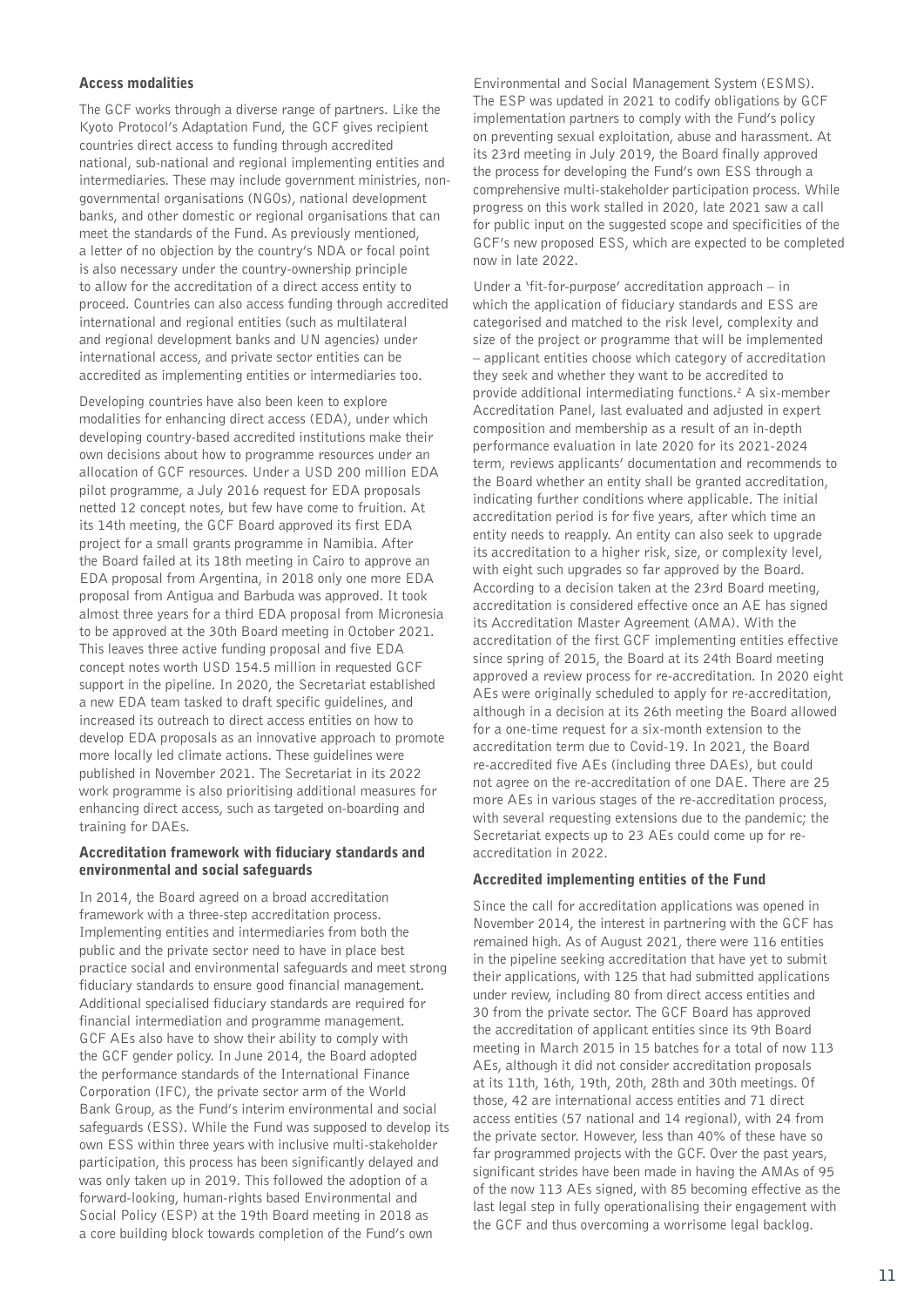### Access modalities

The GCF works through a diverse range of partners. Like the Kyoto Protocol's Adaptation Fund, the GCF gives recipient countries direct access to funding through accredited national, sub-national and regional implementing entities and intermediaries. These may include government ministries, non-governmental organisations (NGOs), national development banks, and other domestic or regional organisations that can meet the standards of the Fund. As previously mentioned, a letter of no objection by the country's NDA or focal point is also necessary under the country-ownership principle to allow for the accreditation of a direct access entity to proceed. Countries can also access funding through accredited international and regional entities (such as multilateral and regional development banks and UN agencies) under international access, and private sector entities can be accredited as implementing entities or intermediaries too.

Developing countries have also been keen to explore modalities for enhancing direct access (EDA), under which developing country-based accredited institutions make their own decisions about how to programme resources under an allocation of GCF resources. Under a USD 200 million EDA pilot programme, a July 2016 request for EDA proposals netted 12 concept notes, but few have come to fruition. At its 14th meeting, the GCF Board approved its first EDA project for a small grants programme in Namibia. After the Board failed at its 18th meeting in Cairo to approve an EDA proposal from Argentina, in 2018 only one more EDA proposal from Antigua and Barbuda was approved. It took almost three years for a third EDA proposal from Micronesia to be approved at the 30th Board meeting in October 2021. This leaves three active funding proposal and five EDA concept notes worth USD 154.5 million in requested GCF support in the pipeline. In 2020, the Secretariat established a new EDA team tasked to draft specific guidelines, and increased its outreach to direct access entities on how to develop EDA proposals as an innovative approach to promote more locally led climate actions. These guidelines were published in November 2021. The Secretariat in its 2022 work programme is also prioritising additional measures for enhancing direct access, such as targeted on-boarding and training for DAEs.

### Accreditation framework with fiduciary standards and environmental and social safeguards

In 2014, the Board agreed on a broad accreditation framework with a three-step accreditation process. Implementing entities and intermediaries from both the public and the private sector need to have in place best practice social and environmental safeguards and meet strong fiduciary standards to ensure good financial management. Additional specialised fiduciary standards are required for financial intermediation and programme management. GCF AEs also have to show their ability to comply with the GCF gender policy. In June 2014, the Board adopted the performance standards of the International Finance Corporation (IFC), the private sector arm of the World Bank Group, as the Fund's interim environmental and social safeguards (ESS). While the Fund was supposed to develop its own ESS within three years with inclusive multi-stakeholder participation, this process has been significantly delayed and was only taken up in 2019. This followed the adoption of a forward-looking, human-rights based Environmental and Social Policy (ESP) at the 19th Board meeting in 2018 as a core building block towards completion of the Fund's own Environmental and Social Management System (ESMS). The ESP was updated in 2021 to codify obligations by GCF implementation partners to comply with the Fund's policy on preventing sexual exploitation, abuse and harassment. At its 23rd meeting in July 2019, the Board finally approved the process for developing the Fund's own ESS through a comprehensive multi-stakeholder participation process. While progress on this work stalled in 2020, late 2021 saw a call for public input on the suggested scope and specificities of the GCF's new proposed ESS, which are expected to be completed now in late 2022.

Under a 'fit-for-purpose' accreditation approach – in which the application of fiduciary standards and ESS are categorised and matched to the risk level, complexity and size of the project or programme that will be implemented – applicant entities choose which category of accreditation they seek and whether they want to be accredited to provide additional intermediating functions.[2] A six-member Accreditation Panel, last evaluated and adjusted in expert composition and membership as a result of an in-depth performance evaluation in late 2020 for its 2021-2024 term, reviews applicants' documentation and recommends to the Board whether an entity shall be granted accreditation, indicating further conditions where applicable. The initial accreditation period is for five years, after which time an entity needs to reapply. An entity can also seek to upgrade its accreditation to a higher risk, size, or complexity level, with eight such upgrades so far approved by the Board. According to a decision taken at the 23rd Board meeting, accreditation is considered effective once an AE has signed its Accreditation Master Agreement (AMA). With the accreditation of the first GCF implementing entities effective since spring of 2015, the Board at its 24th Board meeting approved a review process for re-accreditation. In 2020 eight AEs were originally scheduled to apply for re-accreditation, although in a decision at its 26th meeting the Board allowed for a one-time request for a six-month extension to the accreditation term due to Covid-19. In 2021, the Board re-accredited five AEs (including three DAEs), but could not agree on the re-accreditation of one DAE. There are 25 more AEs in various stages of the re-accreditation process, with several requesting extensions due to the pandemic; the Secretariat expects up to 23 AEs could come up for re-accreditation in 2022.

### Accredited implementing entities of the Fund

Since the call for accreditation applications was opened in November 2014, the interest in partnering with the GCF has remained high. As of August 2021, there were 116 entities in the pipeline seeking accreditation that have yet to submit their applications, with 125 that had submitted applications under review, including 80 from direct access entities and 30 from the private sector. The GCF Board has approved the accreditation of applicant entities since its 9th Board meeting in March 2015 in 15 batches for a total of now 113 AEs, although it did not consider accreditation proposals at its 11th, 16th, 19th, 20th, 28th and 30th meetings. Of those, 42 are international access entities and 71 direct access entities (57 national and 14 regional), with 24 from the private sector. However, less than 40% of these have so far programmed projects with the GCF. Over the past years, significant strides have been made in having the AMAs of 95 of the now 113 AEs signed, with 85 becoming effective as the last legal step in fully operationalising their engagement with the GCF and thus overcoming a worrisome legal backlog.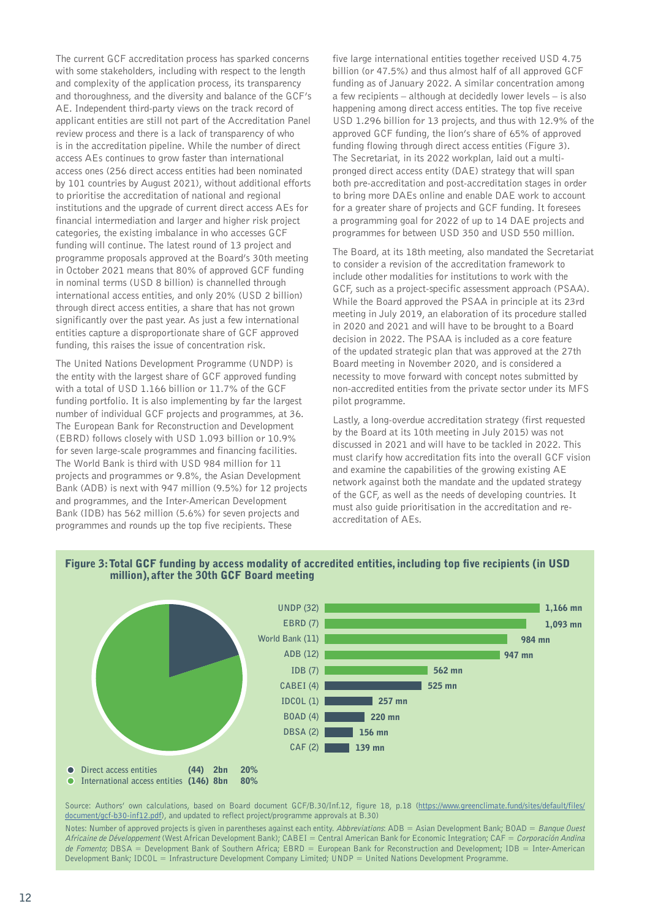The current GCF accreditation process has sparked concerns with some stakeholders, including with respect to the length and complexity of the application process, its transparency and thoroughness, and the diversity and balance of the GCF's AE. Independent third-party views on the track record of applicant entities are still not part of the Accreditation Panel review process and there is a lack of transparency of who is in the accreditation pipeline. While the number of direct access AEs continues to grow faster than international access ones (256 direct access entities had been nominated by 101 countries by August 2021), without additional efforts to prioritise the accreditation of national and regional institutions and the upgrade of current direct access AEs for financial intermediation and larger and higher risk project categories, the existing imbalance in who accesses GCF funding will continue. The latest round of 13 project and programme proposals approved at the Board's 30th meeting in October 2021 means that 80% of approved GCF funding in nominal terms (USD 8 billion) is channelled through international access entities, and only 20% (USD 2 billion) through direct access entities, a share that has not grown significantly over the past year. As just a few international entities capture a disproportionate share of GCF approved funding, this raises the issue of concentration risk.

The United Nations Development Programme (UNDP) is the entity with the largest share of GCF approved funding with a total of USD 1.166 billion or 11.7% of the GCF funding portfolio. It is also implementing by far the largest number of individual GCF projects and programmes, at 36. The European Bank for Reconstruction and Development (EBRD) follows closely with USD 1.093 billion or 10.9% for seven large-scale programmes and financing facilities. The World Bank is third with USD 984 million for 11 projects and programmes or 9.8%, the Asian Development Bank (ADB) is next with 947 million (9.5%) for 12 projects and programmes, and the Inter-American Development Bank (IDB) has 562 million (5.6%) for seven projects and programmes and rounds up the top five recipients. These five large international entities together received USD 4.75 billion (or 47.5%) and thus almost half of all approved GCF funding as of January 2022. A similar concentration among a few recipients – although at decidedly lower levels – is also happening among direct access entities. The top five receive USD 1.296 billion for 13 projects, and thus with 12.9% of the approved GCF funding, the lion's share of 65% of approved funding flowing through direct access entities (Figure 3). The Secretariat, in its 2022 workplan, laid out a multi-pronged direct access entity (DAE) strategy that will span both pre-accreditation and post-accreditation stages in order to bring more DAEs online and enable DAE work to account for a greater share of projects and GCF funding. It foresees a programming goal for 2022 of up to 14 DAE projects and programmes for between USD 350 and USD 550 million.

The Board, at its 18th meeting, also mandated the Secretariat to consider a revision of the accreditation framework to include other modalities for institutions to work with the GCF, such as a project-specific assessment approach (PSAA). While the Board approved the PSAA in principle at its 23rd meeting in July 2019, an elaboration of its procedure stalled in 2020 and 2021 and will have to be brought to a Board decision in 2022. The PSAA is included as a core feature of the updated strategic plan that was approved at the 27th Board meeting in November 2020, and is considered a necessity to move forward with concept notes submitted by non-accredited entities from the private sector under its MFS pilot programme.

Lastly, a long-overdue accreditation strategy (first requested by the Board at its 10th meeting in July 2015) was not discussed in 2021 and will have to be tackled in 2022. This must clarify how accreditation fits into the overall GCF vision and examine the capabilities of the growing existing AE network against both the mandate and the updated strategy of the GCF, as well as the needs of developing countries. It must also guide prioritisation in the accreditation and re-accreditation of AEs.

**Figure 3: Total GCF funding by access modality of accredited entities, including top five recipients (in USD million), after the 30th GCF Board meeting**

| Access modality | Number | Amount | Share |
|---|---|---|---|
| Direct access entities | (44) | 2bn | 20% |
| International access entities | (146) | 8bn | 80% |

| Entity | Funding |
|---|---|
| UNDP (32) | 1,166 mn |
| EBRD (7) | 1,093 mn |
| World Bank (11) | 984 mn |
| ADB (12) | 947 mn |
| IDB (7) | 562 mn |
| CABEI (4) | 525 mn |
| IDCOL (1) | 257 mn |
| BOAD (4) | 220 mn |
| DBSA (2) | 156 mn |
| CAF (2) | 139 mn |

Source: Authors' own calculations, based on Board document GCF/B.30/Inf.12, figure 18, p.18 (https://www.greenclimate.fund/sites/default/files/document/gcf-b30-inf12.pdf), and updated to reflect project/programme approvals at B.30)

Notes: Number of approved projects is given in parentheses against each entity. *Abbreviations*: ADB = Asian Development Bank; BOAD = *Banque Ouest Africaine de Développement* (West African Development Bank); CABEI = Central American Bank for Economic Integration; CAF = *Corporación Andina de Fomento*; DBSA = Development Bank of Southern Africa; EBRD = European Bank for Reconstruction and Development; IDB = Inter-American Development Bank; IDCOL = Infrastructure Development Company Limited; UNDP = United Nations Development Programme.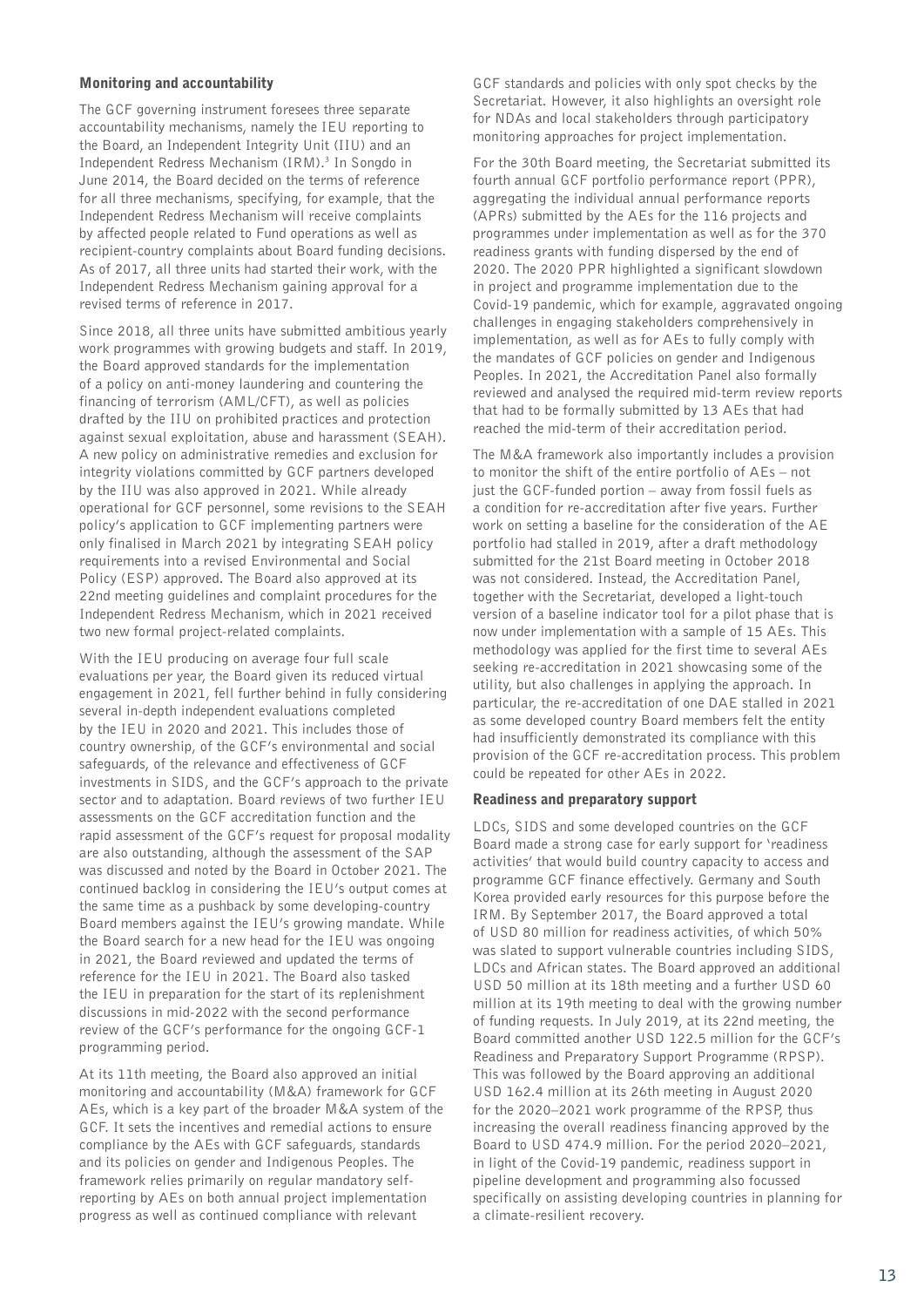### Monitoring and accountability

The GCF governing instrument foresees three separate accountability mechanisms, namely the IEU reporting to the Board, an Independent Integrity Unit (IIU) and an Independent Redress Mechanism (IRM).[3] In Songdo in June 2014, the Board decided on the terms of reference for all three mechanisms, specifying, for example, that the Independent Redress Mechanism will receive complaints by affected people related to Fund operations as well as recipient-country complaints about Board funding decisions. As of 2017, all three units had started their work, with the Independent Redress Mechanism gaining approval for a revised terms of reference in 2017.

Since 2018, all three units have submitted ambitious yearly work programmes with growing budgets and staff. In 2019, the Board approved standards for the implementation of a policy on anti-money laundering and countering the financing of terrorism (AML/CFT), as well as policies drafted by the IIU on prohibited practices and protection against sexual exploitation, abuse and harassment (SEAH). A new policy on administrative remedies and exclusion for integrity violations committed by GCF partners developed by the IIU was also approved in 2021. While already operational for GCF personnel, some revisions to the SEAH policy's application to GCF implementing partners were only finalised in March 2021 by integrating SEAH policy requirements into a revised Environmental and Social Policy (ESP) approved. The Board also approved at its 22nd meeting guidelines and complaint procedures for the Independent Redress Mechanism, which in 2021 received two new formal project-related complaints.

With the IEU producing on average four full scale evaluations per year, the Board given its reduced virtual engagement in 2021, fell further behind in fully considering several in-depth independent evaluations completed by the IEU in 2020 and 2021. This includes those of country ownership, of the GCF's environmental and social safeguards, of the relevance and effectiveness of GCF investments in SIDS, and the GCF's approach to the private sector and to adaptation. Board reviews of two further IEU assessments on the GCF accreditation function and the rapid assessment of the GCF's request for proposal modality are also outstanding, although the assessment of the SAP was discussed and noted by the Board in October 2021. The continued backlog in considering the IEU's output comes at the same time as a pushback by some developing-country Board members against the IEU's growing mandate. While the Board search for a new head for the IEU was ongoing in 2021, the Board reviewed and updated the terms of reference for the IEU in 2021. The Board also tasked the IEU in preparation for the start of its replenishment discussions in mid-2022 with the second performance review of the GCF's performance for the ongoing GCF-1 programming period.

At its 11th meeting, the Board also approved an initial monitoring and accountability (M&A) framework for GCF AEs, which is a key part of the broader M&A system of the GCF. It sets the incentives and remedial actions to ensure compliance by the AEs with GCF safeguards, standards and its policies on gender and Indigenous Peoples. The framework relies primarily on regular mandatory self-reporting by AEs on both annual project implementation progress as well as continued compliance with relevant GCF standards and policies with only spot checks by the Secretariat. However, it also highlights an oversight role for NDAs and local stakeholders through participatory monitoring approaches for project implementation.

For the 30th Board meeting, the Secretariat submitted its fourth annual GCF portfolio performance report (PPR), aggregating the individual annual performance reports (APRs) submitted by the AEs for the 116 projects and programmes under implementation as well as for the 370 readiness grants with funding dispersed by the end of 2020. The 2020 PPR highlighted a significant slowdown in project and programme implementation due to the Covid-19 pandemic, which for example, aggravated ongoing challenges in engaging stakeholders comprehensively in implementation, as well as for AEs to fully comply with the mandates of GCF policies on gender and Indigenous Peoples. In 2021, the Accreditation Panel also formally reviewed and analysed the required mid-term review reports that had to be formally submitted by 13 AEs that had reached the mid-term of their accreditation period.

The M&A framework also importantly includes a provision to monitor the shift of the entire portfolio of AEs – not just the GCF-funded portion – away from fossil fuels as a condition for re-accreditation after five years. Further work on setting a baseline for the consideration of the AE portfolio had stalled in 2019, after a draft methodology submitted for the 21st Board meeting in October 2018 was not considered. Instead, the Accreditation Panel, together with the Secretariat, developed a light-touch version of a baseline indicator tool for a pilot phase that is now under implementation with a sample of 15 AEs. This methodology was applied for the first time to several AEs seeking re-accreditation in 2021 showcasing some of the utility, but also challenges in applying the approach. In particular, the re-accreditation of one DAE stalled in 2021 as some developed country Board members felt the entity had insufficiently demonstrated its compliance with this provision of the GCF re-accreditation process. This problem could be repeated for other AEs in 2022.

### Readiness and preparatory support

LDCs, SIDS and some developed countries on the GCF Board made a strong case for early support for 'readiness activities' that would build country capacity to access and programme GCF finance effectively. Germany and South Korea provided early resources for this purpose before the IRM. By September 2017, the Board approved a total of USD 80 million for readiness activities, of which 50% was slated to support vulnerable countries including SIDS, LDCs and African states. The Board approved an additional USD 50 million at its 18th meeting and a further USD 60 million at its 19th meeting to deal with the growing number of funding requests. In July 2019, at its 22nd meeting, the Board committed another USD 122.5 million for the GCF's Readiness and Preparatory Support Programme (RPSP). This was followed by the Board approving an additional USD 162.4 million at its 26th meeting in August 2020 for the 2020–2021 work programme of the RPSP, thus increasing the overall readiness financing approved by the Board to USD 474.9 million. For the period 2020–2021, in light of the Covid-19 pandemic, readiness support in pipeline development and programming also focussed specifically on assisting developing countries in planning for a climate-resilient recovery.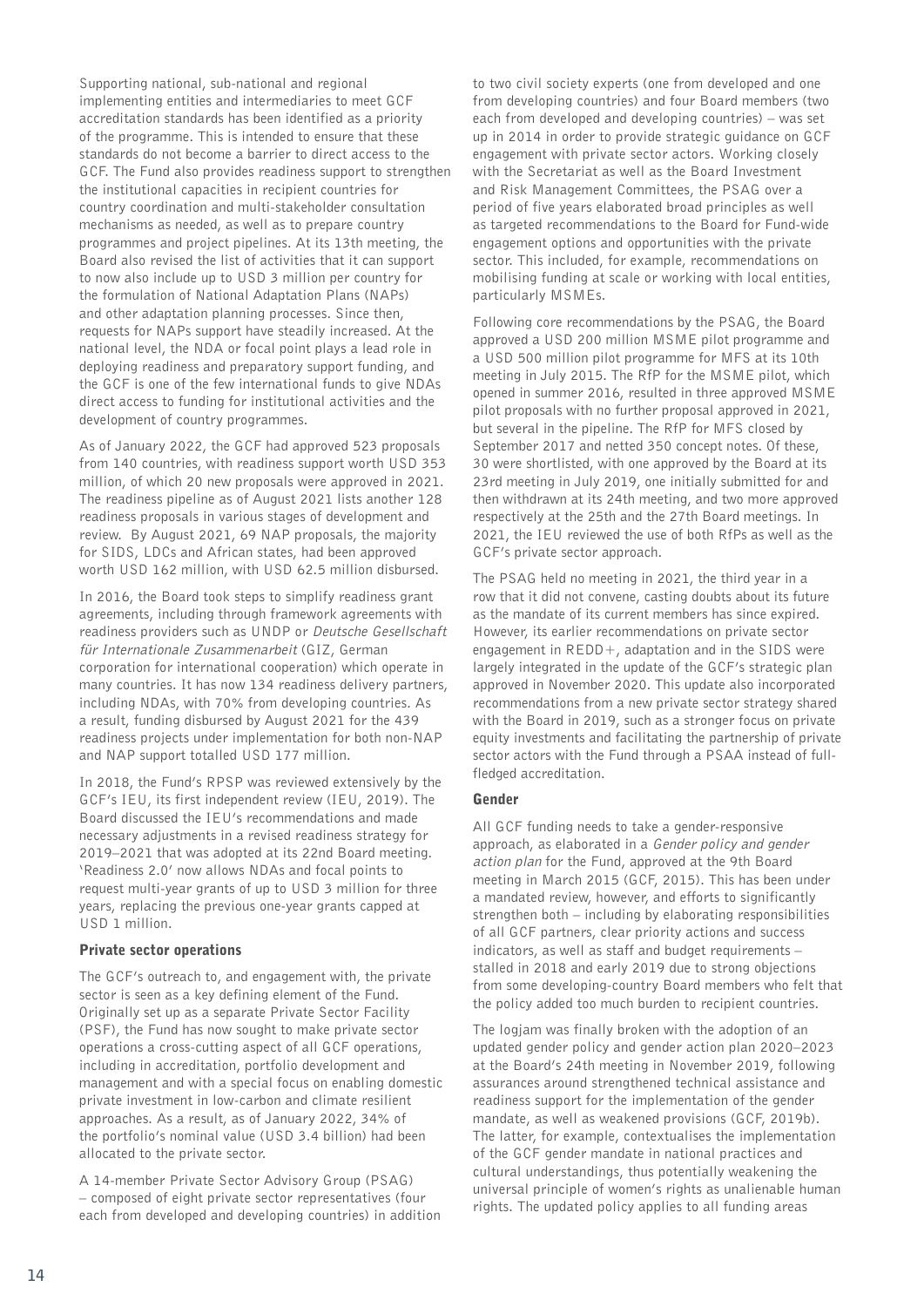Supporting national, sub-national and regional implementing entities and intermediaries to meet GCF accreditation standards has been identified as a priority of the programme. This is intended to ensure that these standards do not become a barrier to direct access to the GCF. The Fund also provides readiness support to strengthen the institutional capacities in recipient countries for country coordination and multi-stakeholder consultation mechanisms as needed, as well as to prepare country programmes and project pipelines. At its 13th meeting, the Board also revised the list of activities that it can support to now also include up to USD 3 million per country for the formulation of National Adaptation Plans (NAPs) and other adaptation planning processes. Since then, requests for NAPs support have steadily increased. At the national level, the NDA or focal point plays a lead role in deploying readiness and preparatory support funding, and the GCF is one of the few international funds to give NDAs direct access to funding for institutional activities and the development of country programmes.

As of January 2022, the GCF had approved 523 proposals from 140 countries, with readiness support worth USD 353 million, of which 20 new proposals were approved in 2021. The readiness pipeline as of August 2021 lists another 128 readiness proposals in various stages of development and review. By August 2021, 69 NAP proposals, the majority for SIDS, LDCs and African states, had been approved worth USD 162 million, with USD 62.5 million disbursed.

In 2016, the Board took steps to simplify readiness grant agreements, including through framework agreements with readiness providers such as UNDP or *Deutsche Gesellschaft für Internationale Zusammenarbeit* (GIZ, German corporation for international cooperation) which operate in many countries. It has now 134 readiness delivery partners, including NDAs, with 70% from developing countries. As a result, funding disbursed by August 2021 for the 439 readiness projects under implementation for both non-NAP and NAP support totalled USD 177 million.

In 2018, the Fund's RPSP was reviewed extensively by the GCF's IEU, its first independent review (IEU, 2019). The Board discussed the IEU's recommendations and made necessary adjustments in a revised readiness strategy for 2019–2021 that was adopted at its 22nd Board meeting. 'Readiness 2.0' now allows NDAs and focal points to request multi-year grants of up to USD 3 million for three years, replacing the previous one-year grants capped at USD 1 million.

### Private sector operations

The GCF's outreach to, and engagement with, the private sector is seen as a key defining element of the Fund. Originally set up as a separate Private Sector Facility (PSF), the Fund has now sought to make private sector operations a cross-cutting aspect of all GCF operations, including in accreditation, portfolio development and management and with a special focus on enabling domestic private investment in low-carbon and climate resilient approaches. As a result, as of January 2022, 34% of the portfolio's nominal value (USD 3.4 billion) had been allocated to the private sector.

A 14-member Private Sector Advisory Group (PSAG) – composed of eight private sector representatives (four each from developed and developing countries) in addition to two civil society experts (one from developed and one from developing countries) and four Board members (two each from developed and developing countries) – was set up in 2014 in order to provide strategic guidance on GCF engagement with private sector actors. Working closely with the Secretariat as well as the Board Investment and Risk Management Committees, the PSAG over a period of five years elaborated broad principles as well as targeted recommendations to the Board for Fund-wide engagement options and opportunities with the private sector. This included, for example, recommendations on mobilising funding at scale or working with local entities, particularly MSMEs.

Following core recommendations by the PSAG, the Board approved a USD 200 million MSME pilot programme and a USD 500 million pilot programme for MFS at its 10th meeting in July 2015. The RfP for the MSME pilot, which opened in summer 2016, resulted in three approved MSME pilot proposals with no further proposal approved in 2021, but several in the pipeline. The RfP for MFS closed by September 2017 and netted 350 concept notes. Of these, 30 were shortlisted, with one approved by the Board at its 23rd meeting in July 2019, one initially submitted for and then withdrawn at its 24th meeting, and two more approved respectively at the 25th and the 27th Board meetings. In 2021, the IEU reviewed the use of both RfPs as well as the GCF's private sector approach.

The PSAG held no meeting in 2021, the third year in a row that it did not convene, casting doubts about its future as the mandate of its current members has since expired. However, its earlier recommendations on private sector engagement in REDD+, adaptation and in the SIDS were largely integrated in the update of the GCF's strategic plan approved in November 2020. This update also incorporated recommendations from a new private sector strategy shared with the Board in 2019, such as a stronger focus on private equity investments and facilitating the partnership of private sector actors with the Fund through a PSAA instead of full-fledged accreditation.

### Gender

All GCF funding needs to take a gender-responsive approach, as elaborated in a *Gender policy and gender action plan* for the Fund, approved at the 9th Board meeting in March 2015 (GCF, 2015). This has been under a mandated review, however, and efforts to significantly strengthen both – including by elaborating responsibilities of all GCF partners, clear priority actions and success indicators, as well as staff and budget requirements – stalled in 2018 and early 2019 due to strong objections from some developing-country Board members who felt that the policy added too much burden to recipient countries.

The logjam was finally broken with the adoption of an updated gender policy and gender action plan 2020–2023 at the Board's 24th meeting in November 2019, following assurances around strengthened technical assistance and readiness support for the implementation of the gender mandate, as well as weakened provisions (GCF, 2019b). The latter, for example, contextualises the implementation of the GCF gender mandate in national practices and cultural understandings, thus potentially weakening the universal principle of women's rights as unalienable human rights. The updated policy applies to all funding areas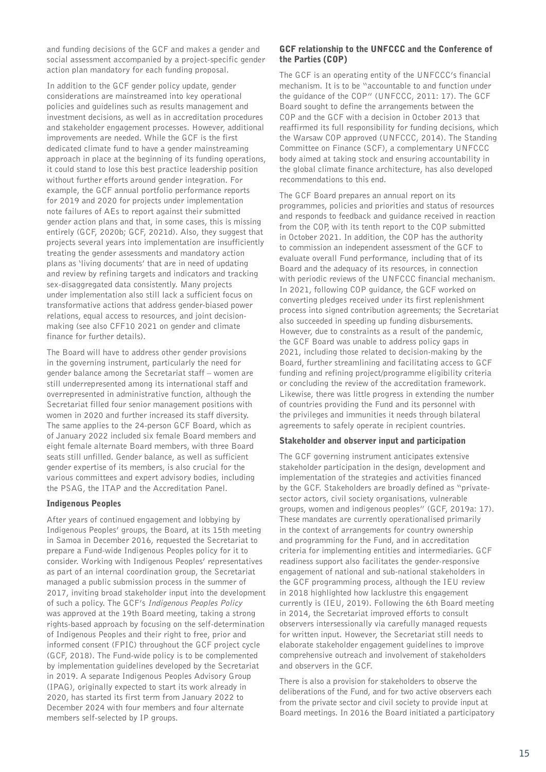and funding decisions of the GCF and makes a gender and social assessment accompanied by a project-specific gender action plan mandatory for each funding proposal.

In addition to the GCF gender policy update, gender considerations are mainstreamed into key operational policies and guidelines such as results management and investment decisions, as well as in accreditation procedures and stakeholder engagement processes. However, additional improvements are needed. While the GCF is the first dedicated climate fund to have a gender mainstreaming approach in place at the beginning of its funding operations, it could stand to lose this best practice leadership position without further efforts around gender integration. For example, the GCF annual portfolio performance reports for 2019 and 2020 for projects under implementation note failures of AEs to report against their submitted gender action plans and that, in some cases, this is missing entirely (GCF, 2020b; GCF, 2021d). Also, they suggest that projects several years into implementation are insufficiently treating the gender assessments and mandatory action plans as 'living documents' that are in need of updating and review by refining targets and indicators and tracking sex-disaggregated data consistently. Many projects under implementation also still lack a sufficient focus on transformative actions that address gender-biased power relations, equal access to resources, and joint decision-making (see also CFF10 2021 on gender and climate finance for further details).

The Board will have to address other gender provisions in the governing instrument, particularly the need for gender balance among the Secretariat staff – women are still underrepresented among its international staff and overrepresented in administrative function, although the Secretariat filled four senior management positions with women in 2020 and further increased its staff diversity. The same applies to the 24-person GCF Board, which as of January 2022 included six female Board members and eight female alternate Board members, with three Board seats still unfilled. Gender balance, as well as sufficient gender expertise of its members, is also crucial for the various committees and expert advisory bodies, including the PSAG, the ITAP and the Accreditation Panel.

### Indigenous Peoples

After years of continued engagement and lobbying by Indigenous Peoples' groups, the Board, at its 15th meeting in Samoa in December 2016, requested the Secretariat to prepare a Fund-wide Indigenous Peoples policy for it to consider. Working with Indigenous Peoples' representatives as part of an internal coordination group, the Secretariat managed a public submission process in the summer of 2017, inviting broad stakeholder input into the development of such a policy. The GCF's *Indigenous Peoples Policy* was approved at the 19th Board meeting, taking a strong rights-based approach by focusing on the self-determination of Indigenous Peoples and their right to free, prior and informed consent (FPIC) throughout the GCF project cycle (GCF, 2018). The Fund-wide policy is to be complemented by implementation guidelines developed by the Secretariat in 2019. A separate Indigenous Peoples Advisory Group (IPAG), originally expected to start its work already in 2020, has started its first term from January 2022 to December 2024 with four members and four alternate members self-selected by IP groups.

### GCF relationship to the UNFCCC and the Conference of the Parties (COP)

The GCF is an operating entity of the UNFCCC's financial mechanism. It is to be "accountable to and function under the guidance of the COP" (UNFCCC, 2011: 17). The GCF Board sought to define the arrangements between the COP and the GCF with a decision in October 2013 that reaffirmed its full responsibility for funding decisions, which the Warsaw COP approved (UNFCCC, 2014). The Standing Committee on Finance (SCF), a complementary UNFCCC body aimed at taking stock and ensuring accountability in the global climate finance architecture, has also developed recommendations to this end.

The GCF Board prepares an annual report on its programmes, policies and priorities and status of resources and responds to feedback and guidance received in reaction from the COP, with its tenth report to the COP submitted in October 2021. In addition, the COP has the authority to commission an independent assessment of the GCF to evaluate overall Fund performance, including that of its Board and the adequacy of its resources, in connection with periodic reviews of the UNFCCC financial mechanism. In 2021, following COP guidance, the GCF worked on converting pledges received under its first replenishment process into signed contribution agreements; the Secretariat also succeeded in speeding up funding disbursements. However, due to constraints as a result of the pandemic, the GCF Board was unable to address policy gaps in 2021, including those related to decision-making by the Board, further streamlining and facilitating access to GCF funding and refining project/programme eligibility criteria or concluding the review of the accreditation framework. Likewise, there was little progress in extending the number of countries providing the Fund and its personnel with the privileges and immunities it needs through bilateral agreements to safely operate in recipient countries.

### Stakeholder and observer input and participation

The GCF governing instrument anticipates extensive stakeholder participation in the design, development and implementation of the strategies and activities financed by the GCF. Stakeholders are broadly defined as "private-sector actors, civil society organisations, vulnerable groups, women and indigenous peoples" (GCF, 2019a: 17). These mandates are currently operationalised primarily in the context of arrangements for country ownership and programming for the Fund, and in accreditation criteria for implementing entities and intermediaries. GCF readiness support also facilitates the gender-responsive engagement of national and sub-national stakeholders in the GCF programming process, although the IEU review in 2018 highlighted how lacklustre this engagement currently is (IEU, 2019). Following the 6th Board meeting in 2014, the Secretariat improved efforts to consult observers intersessionally via carefully managed requests for written input. However, the Secretariat still needs to elaborate stakeholder engagement guidelines to improve comprehensive outreach and involvement of stakeholders and observers in the GCF.

There is also a provision for stakeholders to observe the deliberations of the Fund, and for two active observers each from the private sector and civil society to provide input at Board meetings. In 2016 the Board initiated a participatory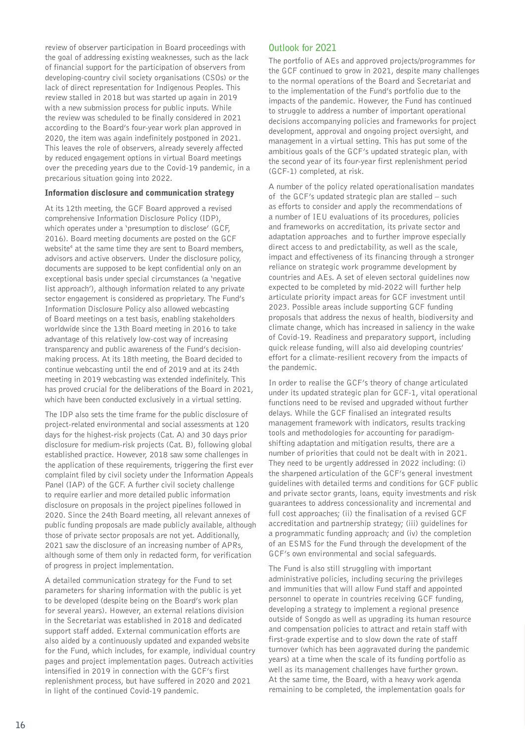review of observer participation in Board proceedings with the goal of addressing existing weaknesses, such as the lack of financial support for the participation of observers from developing-country civil society organisations (CSOs) or the lack of direct representation for Indigenous Peoples. This review stalled in 2018 but was started up again in 2019 with a new submission process for public inputs. While the review was scheduled to be finally considered in 2021 according to the Board's four-year work plan approved in 2020, the item was again indefinitely postponed in 2021. This leaves the role of observers, already severely affected by reduced engagement options in virtual Board meetings over the preceding years due to the Covid-19 pandemic, in a precarious situation going into 2022.

### Information disclosure and communication strategy

At its 12th meeting, the GCF Board approved a revised comprehensive Information Disclosure Policy (IDP), which operates under a 'presumption to disclose' (GCF, 2016). Board meeting documents are posted on the GCF website[4] at the same time they are sent to Board members, advisors and active observers. Under the disclosure policy, documents are supposed to be kept confidential only on an exceptional basis under special circumstances (a 'negative list approach'), although information related to any private sector engagement is considered as proprietary. The Fund's Information Disclosure Policy also allowed webcasting of Board meetings on a test basis, enabling stakeholders worldwide since the 13th Board meeting in 2016 to take advantage of this relatively low-cost way of increasing transparency and public awareness of the Fund's decision-making process. At its 18th meeting, the Board decided to continue webcasting until the end of 2019 and at its 24th meeting in 2019 webcasting was extended indefinitely. This has proved crucial for the deliberations of the Board in 2021, which have been conducted exclusively in a virtual setting.

The IDP also sets the time frame for the public disclosure of project-related environmental and social assessments at 120 days for the highest-risk projects (Cat. A) and 30 days prior disclosure for medium-risk projects (Cat. B), following global established practice. However, 2018 saw some challenges in the application of these requirements, triggering the first ever complaint filed by civil society under the Information Appeals Panel (IAP) of the GCF. A further civil society challenge to require earlier and more detailed public information disclosure on proposals in the project pipelines followed in 2020. Since the 24th Board meeting, all relevant annexes of public funding proposals are made publicly available, although those of private sector proposals are not yet. Additionally, 2021 saw the disclosure of an increasing number of APRs, although some of them only in redacted form, for verification of progress in project implementation.

A detailed communication strategy for the Fund to set parameters for sharing information with the public is yet to be developed (despite being on the Board's work plan for several years). However, an external relations division in the Secretariat was established in 2018 and dedicated support staff added. External communication efforts are also aided by a continuously updated and expanded website for the Fund, which includes, for example, individual country pages and project implementation pages. Outreach activities intensified in 2019 in connection with the GCF's first replenishment process, but have suffered in 2020 and 2021 in light of the continued Covid-19 pandemic.

## Outlook for 2021

The portfolio of AEs and approved projects/programmes for the GCF continued to grow in 2021, despite many challenges to the normal operations of the Board and Secretariat and to the implementation of the Fund's portfolio due to the impacts of the pandemic. However, the Fund has continued to struggle to address a number of important operational decisions accompanying policies and frameworks for project development, approval and ongoing project oversight, and management in a virtual setting. This has put some of the ambitious goals of the GCF's updated strategic plan, with the second year of its four-year first replenishment period (GCF-1) completed, at risk.

A number of the policy related operationalisation mandates of the GCF's updated strategic plan are stalled – such as efforts to consider and apply the recommendations of a number of IEU evaluations of its procedures, policies and frameworks on accreditation, its private sector and adaptation approaches and to further improve especially direct access to and predictability, as well as the scale, impact and effectiveness of its financing through a stronger reliance on strategic work programme development by countries and AEs. A set of eleven sectoral guidelines now expected to be completed by mid-2022 will further help articulate priority impact areas for GCF investment until 2023. Possible areas include supporting GCF funding proposals that address the nexus of health, biodiversity and climate change, which has increased in saliency in the wake of Covid-19. Readiness and preparatory support, including quick release funding, will also aid developing countries' effort for a climate-resilient recovery from the impacts of the pandemic.

In order to realise the GCF's theory of change articulated under its updated strategic plan for GCF-1, vital operational functions need to be revised and upgraded without further delays. While the GCF finalised an integrated results management framework with indicators, results tracking tools and methodologies for accounting for paradigm-shifting adaptation and mitigation results, there are a number of priorities that could not be dealt with in 2021. They need to be urgently addressed in 2022 including: (i) the sharpened articulation of the GCF's general investment guidelines with detailed terms and conditions for GCF public and private sector grants, loans, equity investments and risk guarantees to address concessionality and incremental and full cost approaches; (ii) the finalisation of a revised GCF accreditation and partnership strategy; (iii) guidelines for a programmatic funding approach; and (iv) the completion of an ESMS for the Fund through the development of the GCF's own environmental and social safeguards.

The Fund is also still struggling with important administrative policies, including securing the privileges and immunities that will allow Fund staff and appointed personnel to operate in countries receiving GCF funding, developing a strategy to implement a regional presence outside of Songdo as well as upgrading its human resource and compensation policies to attract and retain staff with first-grade expertise and to slow down the rate of staff turnover (which has been aggravated during the pandemic years) at a time when the scale of its funding portfolio as well as its management challenges have further grown. At the same time, the Board, with a heavy work agenda remaining to be completed, the implementation goals for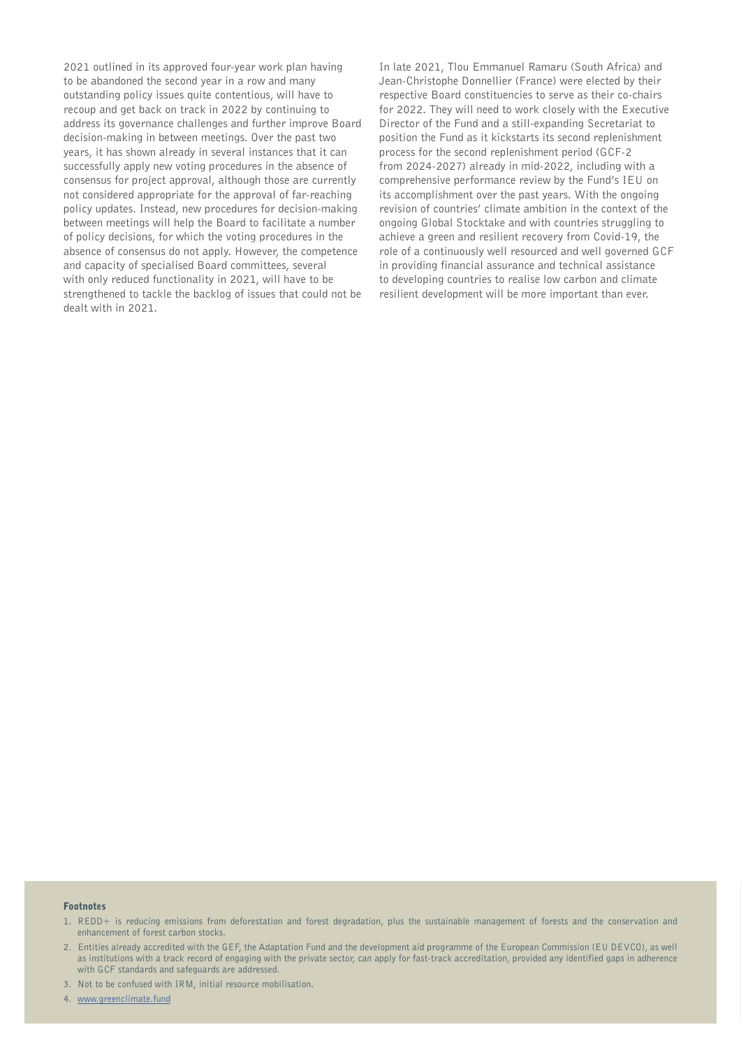2021 outlined in its approved four-year work plan having to be abandoned the second year in a row and many outstanding policy issues quite contentious, will have to recoup and get back on track in 2022 by continuing to address its governance challenges and further improve Board decision-making in between meetings. Over the past two years, it has shown already in several instances that it can successfully apply new voting procedures in the absence of consensus for project approval, although those are currently not considered appropriate for the approval of far-reaching policy updates. Instead, new procedures for decision-making between meetings will help the Board to facilitate a number of policy decisions, for which the voting procedures in the absence of consensus do not apply. However, the competence and capacity of specialised Board committees, several with only reduced functionality in 2021, will have to be strengthened to tackle the backlog of issues that could not be dealt with in 2021.

In late 2021, Tlou Emmanuel Ramaru (South Africa) and Jean-Christophe Donnellier (France) were elected by their respective Board constituencies to serve as their co-chairs for 2022. They will need to work closely with the Executive Director of the Fund and a still-expanding Secretariat to position the Fund as it kickstarts its second replenishment process for the second replenishment period (GCF-2 from 2024-2027) already in mid-2022, including with a comprehensive performance review by the Fund's IEU on its accomplishment over the past years. With the ongoing revision of countries' climate ambition in the context of the ongoing Global Stocktake and with countries struggling to achieve a green and resilient recovery from Covid-19, the role of a continuously well resourced and well governed GCF in providing financial assurance and technical assistance to developing countries to realise low carbon and climate resilient development will be more important than ever.

#### Footnotes

1. REDD+ is reducing emissions from deforestation and forest degradation, plus the sustainable management of forests and the conservation and enhancement of forest carbon stocks.
2. Entities already accredited with the GEF, the Adaptation Fund and the development aid programme of the European Commission (EU DEVCO), as well as institutions with a track record of engaging with the private sector, can apply for fast-track accreditation, provided any identified gaps in adherence with GCF standards and safeguards are addressed.
3. Not to be confused with IRM, initial resource mobilisation.
4. www.greenclimate.fund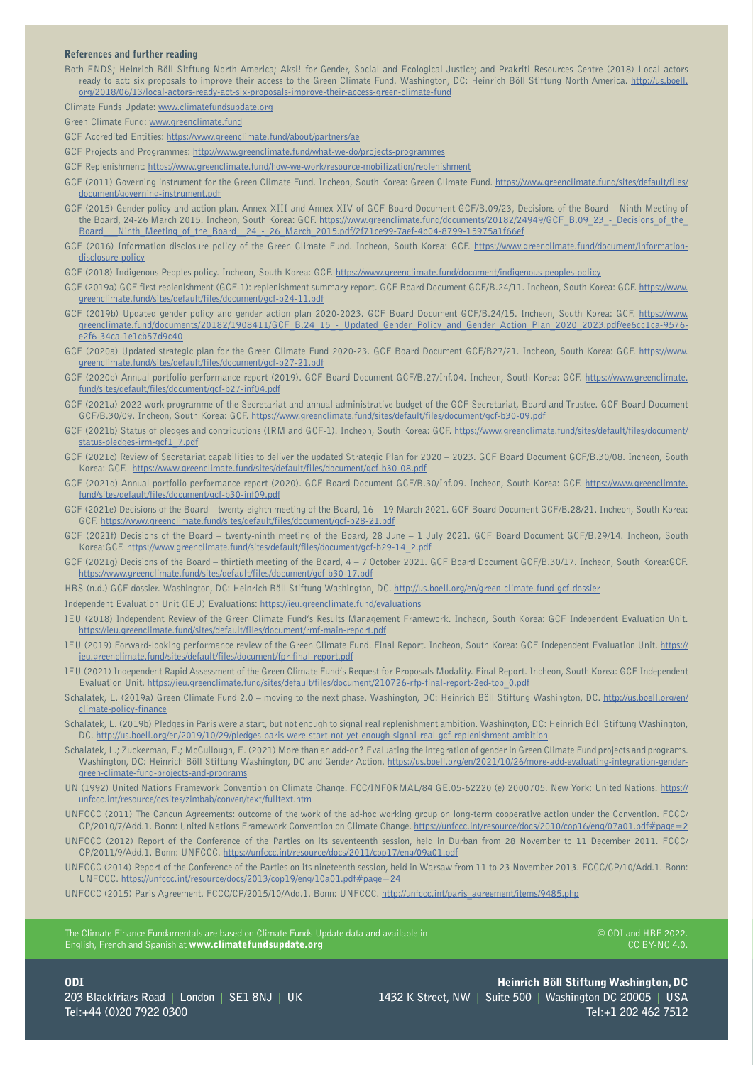### References and further reading

Both ENDS; Heinrich Böll Sitftung North America; Aksi! for Gender, Social and Ecological Justice; and Prakriti Resources Centre (2018) Local actors ready to act: six proposals to improve their access to the Green Climate Fund. Washington, DC: Heinrich Böll Stiftung North America. http://us.boell.org/2018/06/13/local-actors-ready-act-six-proposals-improve-their-access-green-climate-fund

Climate Funds Update: www.climatefundsupdate.org

Green Climate Fund: www.greenclimate.fund

GCF Accredited Entities: https://www.greenclimate.fund/about/partners/ae

GCF Projects and Programmes: http://www.greenclimate.fund/what-we-do/projects-programmes

GCF Replenishment: https://www.greenclimate.fund/how-we-work/resource-mobilization/replenishment

GCF (2011) Governing instrument for the Green Climate Fund. Incheon, South Korea: Green Climate Fund. https://www.greenclimate.fund/sites/default/files/document/governing-instrument.pdf

GCF (2015) Gender policy and action plan. Annex XIII and Annex XIV of GCF Board Document GCF/B.09/23, Decisions of the Board – Ninth Meeting of the Board, 24-26 March 2015. Incheon, South Korea: GCF. https://www.greenclimate.fund/documents/20182/24949/GCF_B.09_23_-_Decisions_of_the_Board___Ninth_Meeting_of_the_Board__24_-_26_March_2015.pdf/2f71ce99-7aef-4b04-8799-15975a1f66ef

GCF (2016) Information disclosure policy of the Green Climate Fund. Incheon, South Korea: GCF. https://www.greenclimate.fund/document/information-disclosure-policy

GCF (2018) Indigenous Peoples policy. Incheon, South Korea: GCF. https://www.greenclimate.fund/document/indigenous-peoples-policy

GCF (2019a) GCF first replenishment (GCF-1): replenishment summary report. GCF Board Document GCF/B.24/11. Incheon, South Korea: GCF. https://www.greenclimate.fund/sites/default/files/document/gcf-b24-11.pdf

GCF (2019b) Updated gender policy and gender action plan 2020-2023. GCF Board Document GCF/B.24/15. Incheon, South Korea: GCF. https://www.greenclimate.fund/documents/20182/1908411/GCF_B.24_15_-_Updated_Gender_Policy_and_Gender_Action_Plan_2020_2023.pdf/ee6cc1ca-9576-e2f6-34ca-1e1cb57d9c40

GCF (2020a) Updated strategic plan for the Green Climate Fund 2020-23. GCF Board Document GCF/B27/21. Incheon, South Korea: GCF. https://www.greenclimate.fund/sites/default/files/document/gcf-b27-21.pdf

GCF (2020b) Annual portfolio performance report (2019). GCF Board Document GCF/B.27/Inf.04. Incheon, South Korea: GCF. https://www.greenclimate.fund/sites/default/files/document/gcf-b27-inf04.pdf

GCF (2021a) 2022 work programme of the Secretariat and annual administrative budget of the GCF Secretariat, Board and Trustee. GCF Board Document GCF/B.30/09. Incheon, South Korea: GCF. https://www.greenclimate.fund/sites/default/files/document/gcf-b30-09.pdf

GCF (2021b) Status of pledges and contributions (IRM and GCF-1). Incheon, South Korea: GCF. https://www.greenclimate.fund/sites/default/files/document/status-pledges-irm-gcf1_7.pdf

GCF (2021c) Review of Secretariat capabilities to deliver the updated Strategic Plan for 2020 – 2023. GCF Board Document GCF/B.30/08. Incheon, South Korea: GCF. https://www.greenclimate.fund/sites/default/files/document/gcf-b30-08.pdf

GCF (2021d) Annual portfolio performance report (2020). GCF Board Document GCF/B.30/Inf.09. Incheon, South Korea: GCF. https://www.greenclimate.fund/sites/default/files/document/gcf-b30-inf09.pdf

GCF (2021e) Decisions of the Board – twenty-eighth meeting of the Board, 16 – 19 March 2021. GCF Board Document GCF/B.28/21. Incheon, South Korea: GCF. https://www.greenclimate.fund/sites/default/files/document/gcf-b28-21.pdf

GCF (2021f) Decisions of the Board – twenty-ninth meeting of the Board, 28 June – 1 July 2021. GCF Board Document GCF/B.29/14. Incheon, South Korea:GCF. https://www.greenclimate.fund/sites/default/files/document/gcf-b29-14_2.pdf

GCF (2021g) Decisions of the Board – thirtieth meeting of the Board, 4 – 7 October 2021. GCF Board Document GCF/B.30/17. Incheon, South Korea:GCF. https://www.greenclimate.fund/sites/default/files/document/gcf-b30-17.pdf

HBS (n.d.) GCF dossier. Washington, DC: Heinrich Böll Stiftung Washington, DC. http://us.boell.org/en/green-climate-fund-gcf-dossier

Independent Evaluation Unit (IEU) Evaluations: https://ieu.greenclimate.fund/evaluations

IEU (2018) Independent Review of the Green Climate Fund's Results Management Framework. Incheon, South Korea: GCF Independent Evaluation Unit. https://ieu.greenclimate.fund/sites/default/files/document/rmf-main-report.pdf

IEU (2019) Forward-looking performance review of the Green Climate Fund. Final Report. Incheon, South Korea: GCF Independent Evaluation Unit. https://ieu.greenclimate.fund/sites/default/files/document/fpr-final-report.pdf

IEU (2021) Independent Rapid Assessment of the Green Climate Fund's Request for Proposals Modality. Final Report. Incheon, South Korea: GCF Independent Evaluation Unit. https://ieu.greenclimate.fund/sites/default/files/document/210726-rfp-final-report-2ed-top_0.pdf

Schalatek, L. (2019a) Green Climate Fund 2.0 – moving to the next phase. Washington, DC: Heinrich Böll Stiftung Washington, DC. http://us.boell.org/en/climate-policy-finance

Schalatek, L. (2019b) Pledges in Paris were a start, but not enough to signal real replenishment ambition. Washington, DC: Heinrich Böll Stiftung Washington, DC. http://us.boell.org/en/2019/10/29/pledges-paris-were-start-not-yet-enough-signal-real-gcf-replenishment-ambition

Schalatek, L.; Zuckerman, E.; McCullough, E. (2021) More than an add-on? Evaluating the integration of gender in Green Climate Fund projects and programs. Washington, DC: Heinrich Böll Stiftung Washington, DC and Gender Action. https://us.boell.org/en/2021/10/26/more-add-evaluating-integration-gender-green-climate-fund-projects-and-programs

UN (1992) United Nations Framework Convention on Climate Change. FCC/INFORMAL/84 GE.05-62220 (e) 2000705. New York: United Nations. https://unfccc.int/resource/ccsites/zimbab/conven/text/fulltext.htm

UNFCCC (2011) The Cancun Agreements: outcome of the work of the ad-hoc working group on long-term cooperative action under the Convention. FCCC/CP/2010/7/Add.1. Bonn: United Nations Framework Convention on Climate Change. https://unfccc.int/resource/docs/2010/cop16/eng/07a01.pdf#page=2

UNFCCC (2012) Report of the Conference of the Parties on its seventeenth session, held in Durban from 28 November to 11 December 2011. FCCC/CP/2011/9/Add.1. Bonn: UNFCCC. https://unfccc.int/resource/docs/2011/cop17/eng/09a01.pdf

UNFCCC (2014) Report of the Conference of the Parties on its nineteenth session, held in Warsaw from 11 to 23 November 2013. FCCC/CP/10/Add.1. Bonn: UNFCCC. https://unfccc.int/resource/docs/2013/cop19/eng/10a01.pdf#page=24

UNFCCC (2015) Paris Agreement. FCCC/CP/2015/10/Add.1. Bonn: UNFCCC. http://unfccc.int/paris_agreement/items/9485.php

The Climate Finance Fundamentals are based on Climate Funds Update data and available in English, French and Spanish at **www.climatefundsupdate.org**

© ODI and HBF 2022. CC BY-NC 4.0.

**ODI**
203 Blackfriars Road | London | SE1 8NJ | UK
Tel:+44 (0)20 7922 0300

**Heinrich Böll Stiftung Washington, DC**
1432 K Street, NW | Suite 500 | Washington DC 20005 | USA
Tel:+1 202 462 7512